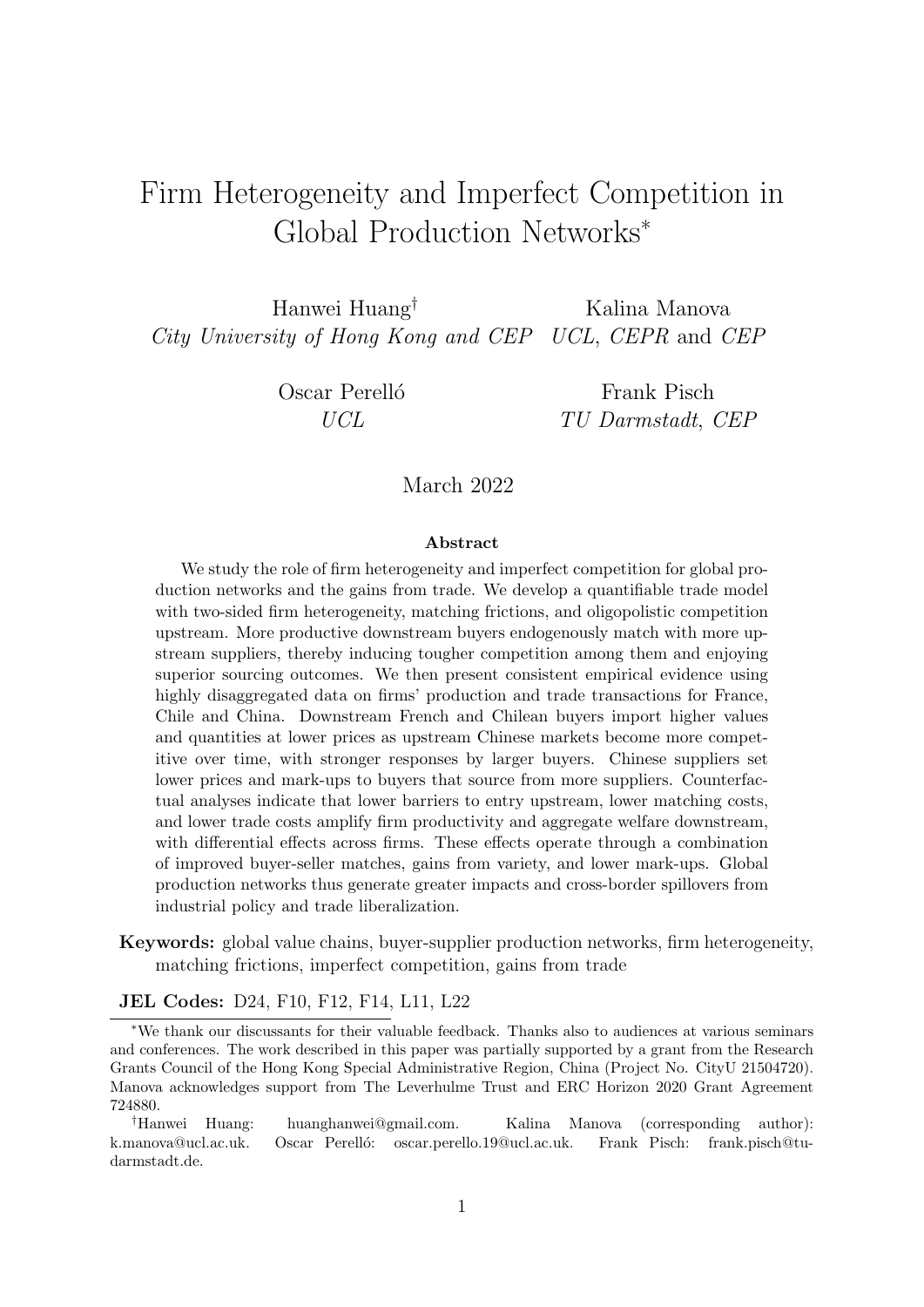# Firm Heterogeneity and Imperfect Competition in Global Production Networks*

Hanwei Huang†
*City University of Hong Kong and CEP*

Kalina Manova
*UCL, CEPR* and *CEP*

Oscar Perelló
*UCL*

Frank Pisch
*TU Darmstadt, CEP*

March 2022

**Abstract**

We study the role of firm heterogeneity and imperfect competition for global production networks and the gains from trade. We develop a quantifiable trade model with two-sided firm heterogeneity, matching frictions, and oligopolistic competition upstream. More productive downstream buyers endogenously match with more upstream suppliers, thereby inducing tougher competition among them and enjoying superior sourcing outcomes. We then present consistent empirical evidence using highly disaggregated data on firms' production and trade transactions for France, Chile and China. Downstream French and Chilean buyers import higher values and quantities at lower prices as upstream Chinese markets become more competitive over time, with stronger responses by larger buyers. Chinese suppliers set lower prices and mark-ups to buyers that source from more suppliers. Counterfactual analyses indicate that lower barriers to entry upstream, lower matching costs, and lower trade costs amplify firm productivity and aggregate welfare downstream, with differential effects across firms. These effects operate through a combination of improved buyer-seller matches, gains from variety, and lower mark-ups. Global production networks thus generate greater impacts and cross-border spillovers from industrial policy and trade liberalization.

**Keywords:** global value chains, buyer-supplier production networks, firm heterogeneity, matching frictions, imperfect competition, gains from trade

**JEL Codes:** D24, F10, F12, F14, L11, L22

*We thank our discussants for their valuable feedback. Thanks also to audiences at various seminars and conferences. The work described in this paper was partially supported by a grant from the Research Grants Council of the Hong Kong Special Administrative Region, China (Project No. CityU 21504720). Manova acknowledges support from The Leverhulme Trust and ERC Horizon 2020 Grant Agreement 724880.

†Hanwei Huang: huanghanwei@gmail.com. Kalina Manova (corresponding author): k.manova@ucl.ac.uk. Oscar Perelló: oscar.perello.19@ucl.ac.uk. Frank Pisch: frank.pisch@tu-darmstadt.de.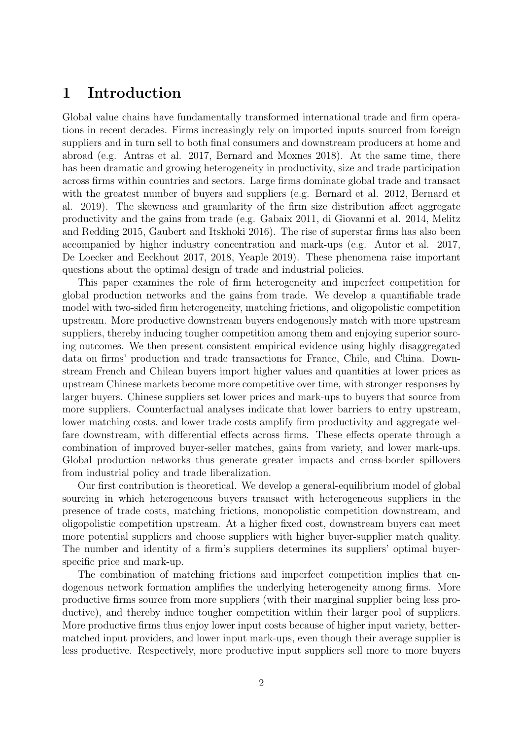# 1 Introduction

Global value chains have fundamentally transformed international trade and firm operations in recent decades. Firms increasingly rely on imported inputs sourced from foreign suppliers and in turn sell to both final consumers and downstream producers at home and abroad (e.g. Antras et al. 2017, Bernard and Moxnes 2018). At the same time, there has been dramatic and growing heterogeneity in productivity, size and trade participation across firms within countries and sectors. Large firms dominate global trade and transact with the greatest number of buyers and suppliers (e.g. Bernard et al. 2012, Bernard et al. 2019). The skewness and granularity of the firm size distribution affect aggregate productivity and the gains from trade (e.g. Gabaix 2011, di Giovanni et al. 2014, Melitz and Redding 2015, Gaubert and Itskhoki 2016). The rise of superstar firms has also been accompanied by higher industry concentration and mark-ups (e.g. Autor et al. 2017, De Loecker and Eeckhout 2017, 2018, Yeaple 2019). These phenomena raise important questions about the optimal design of trade and industrial policies.

This paper examines the role of firm heterogeneity and imperfect competition for global production networks and the gains from trade. We develop a quantifiable trade model with two-sided firm heterogeneity, matching frictions, and oligopolistic competition upstream. More productive downstream buyers endogenously match with more upstream suppliers, thereby inducing tougher competition among them and enjoying superior sourcing outcomes. We then present consistent empirical evidence using highly disaggregated data on firms' production and trade transactions for France, Chile, and China. Downstream French and Chilean buyers import higher values and quantities at lower prices as upstream Chinese markets become more competitive over time, with stronger responses by larger buyers. Chinese suppliers set lower prices and mark-ups to buyers that source from more suppliers. Counterfactual analyses indicate that lower barriers to entry upstream, lower matching costs, and lower trade costs amplify firm productivity and aggregate welfare downstream, with differential effects across firms. These effects operate through a combination of improved buyer-seller matches, gains from variety, and lower mark-ups. Global production networks thus generate greater impacts and cross-border spillovers from industrial policy and trade liberalization.

Our first contribution is theoretical. We develop a general-equilibrium model of global sourcing in which heterogeneous buyers transact with heterogeneous suppliers in the presence of trade costs, matching frictions, monopolistic competition downstream, and oligopolistic competition upstream. At a higher fixed cost, downstream buyers can meet more potential suppliers and choose suppliers with higher buyer-supplier match quality. The number and identity of a firm's suppliers determines its suppliers' optimal buyer-specific price and mark-up.

The combination of matching frictions and imperfect competition implies that endogenous network formation amplifies the underlying heterogeneity among firms. More productive firms source from more suppliers (with their marginal supplier being less productive), and thereby induce tougher competition within their larger pool of suppliers. More productive firms thus enjoy lower input costs because of higher input variety, better-matched input providers, and lower input mark-ups, even though their average supplier is less productive. Respectively, more productive input suppliers sell more to more buyers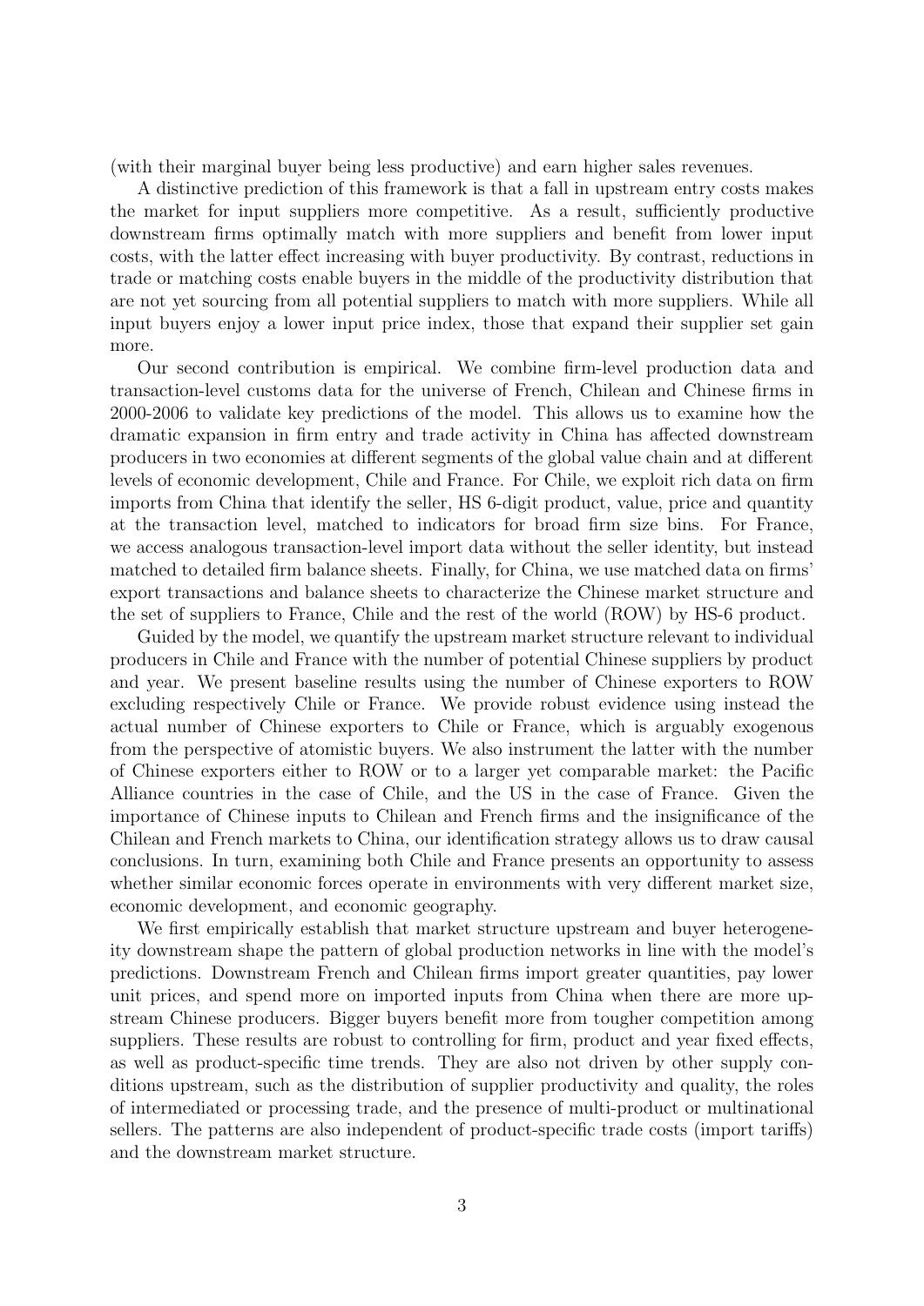(with their marginal buyer being less productive) and earn higher sales revenues.

A distinctive prediction of this framework is that a fall in upstream entry costs makes the market for input suppliers more competitive. As a result, sufficiently productive downstream firms optimally match with more suppliers and benefit from lower input costs, with the latter effect increasing with buyer productivity. By contrast, reductions in trade or matching costs enable buyers in the middle of the productivity distribution that are not yet sourcing from all potential suppliers to match with more suppliers. While all input buyers enjoy a lower input price index, those that expand their supplier set gain more.

Our second contribution is empirical. We combine firm-level production data and transaction-level customs data for the universe of French, Chilean and Chinese firms in 2000-2006 to validate key predictions of the model. This allows us to examine how the dramatic expansion in firm entry and trade activity in China has affected downstream producers in two economies at different segments of the global value chain and at different levels of economic development, Chile and France. For Chile, we exploit rich data on firm imports from China that identify the seller, HS 6-digit product, value, price and quantity at the transaction level, matched to indicators for broad firm size bins. For France, we access analogous transaction-level import data without the seller identity, but instead matched to detailed firm balance sheets. Finally, for China, we use matched data on firms' export transactions and balance sheets to characterize the Chinese market structure and the set of suppliers to France, Chile and the rest of the world (ROW) by HS-6 product.

Guided by the model, we quantify the upstream market structure relevant to individual producers in Chile and France with the number of potential Chinese suppliers by product and year. We present baseline results using the number of Chinese exporters to ROW excluding respectively Chile or France. We provide robust evidence using instead the actual number of Chinese exporters to Chile or France, which is arguably exogenous from the perspective of atomistic buyers. We also instrument the latter with the number of Chinese exporters either to ROW or to a larger yet comparable market: the Pacific Alliance countries in the case of Chile, and the US in the case of France. Given the importance of Chinese inputs to Chilean and French firms and the insignificance of the Chilean and French markets to China, our identification strategy allows us to draw causal conclusions. In turn, examining both Chile and France presents an opportunity to assess whether similar economic forces operate in environments with very different market size, economic development, and economic geography.

We first empirically establish that market structure upstream and buyer heterogeneity downstream shape the pattern of global production networks in line with the model's predictions. Downstream French and Chilean firms import greater quantities, pay lower unit prices, and spend more on imported inputs from China when there are more upstream Chinese producers. Bigger buyers benefit more from tougher competition among suppliers. These results are robust to controlling for firm, product and year fixed effects, as well as product-specific time trends. They are also not driven by other supply conditions upstream, such as the distribution of supplier productivity and quality, the roles of intermediated or processing trade, and the presence of multi-product or multinational sellers. The patterns are also independent of product-specific trade costs (import tariffs) and the downstream market structure.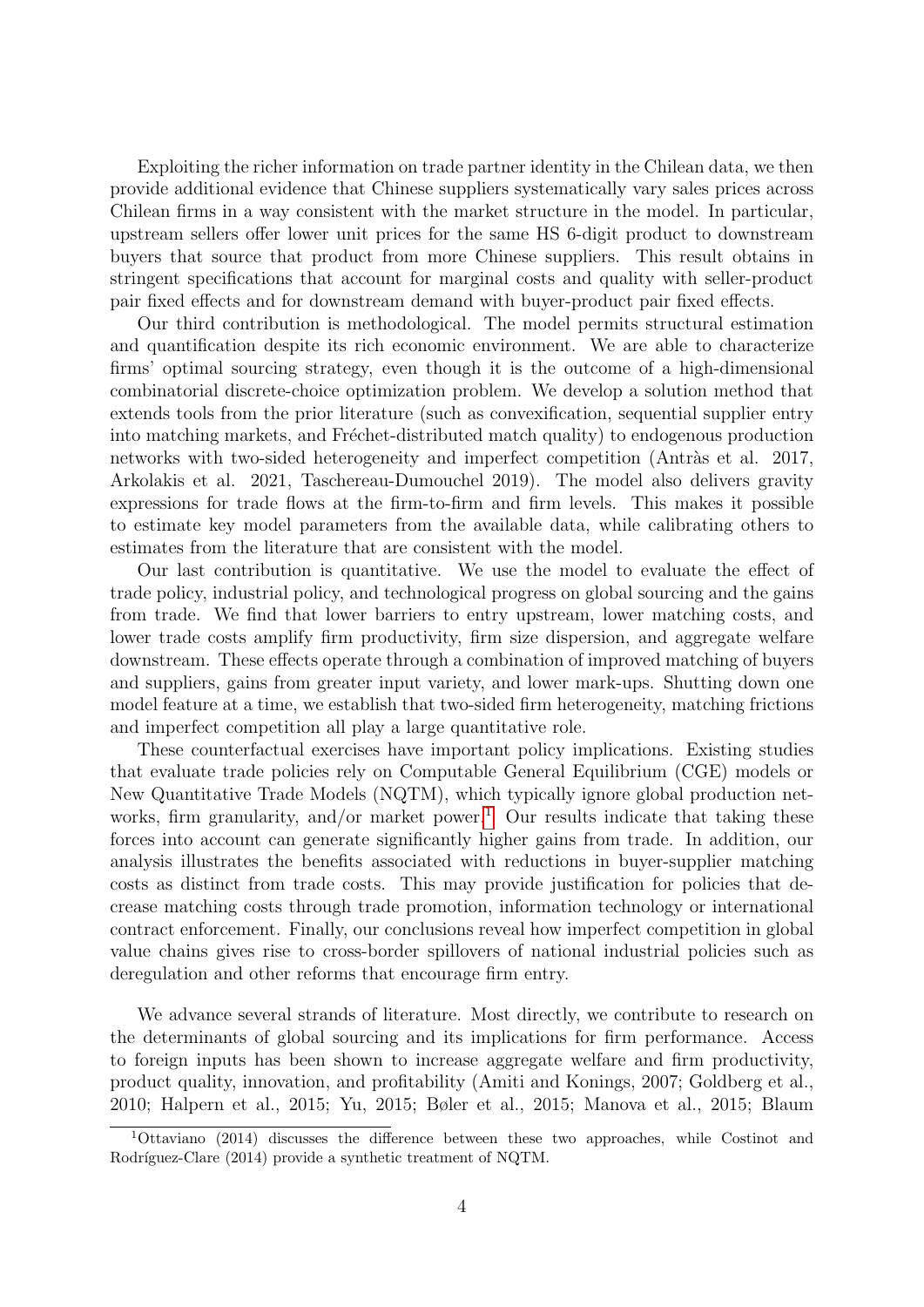Exploiting the richer information on trade partner identity in the Chilean data, we then provide additional evidence that Chinese suppliers systematically vary sales prices across Chilean firms in a way consistent with the market structure in the model. In particular, upstream sellers offer lower unit prices for the same HS 6-digit product to downstream buyers that source that product from more Chinese suppliers. This result obtains in stringent specifications that account for marginal costs and quality with seller-product pair fixed effects and for downstream demand with buyer-product pair fixed effects.

Our third contribution is methodological. The model permits structural estimation and quantification despite its rich economic environment. We are able to characterize firms' optimal sourcing strategy, even though it is the outcome of a high-dimensional combinatorial discrete-choice optimization problem. We develop a solution method that extends tools from the prior literature (such as convexification, sequential supplier entry into matching markets, and Fréchet-distributed match quality) to endogenous production networks with two-sided heterogeneity and imperfect competition (Antràs et al. 2017, Arkolakis et al. 2021, Taschereau-Dumouchel 2019). The model also delivers gravity expressions for trade flows at the firm-to-firm and firm levels. This makes it possible to estimate key model parameters from the available data, while calibrating others to estimates from the literature that are consistent with the model.

Our last contribution is quantitative. We use the model to evaluate the effect of trade policy, industrial policy, and technological progress on global sourcing and the gains from trade. We find that lower barriers to entry upstream, lower matching costs, and lower trade costs amplify firm productivity, firm size dispersion, and aggregate welfare downstream. These effects operate through a combination of improved matching of buyers and suppliers, gains from greater input variety, and lower mark-ups. Shutting down one model feature at a time, we establish that two-sided firm heterogeneity, matching frictions and imperfect competition all play a large quantitative role.

These counterfactual exercises have important policy implications. Existing studies that evaluate trade policies rely on Computable General Equilibrium (CGE) models or New Quantitative Trade Models (NQTM), which typically ignore global production networks, firm granularity, and/or market power.[1] Our results indicate that taking these forces into account can generate significantly higher gains from trade. In addition, our analysis illustrates the benefits associated with reductions in buyer-supplier matching costs as distinct from trade costs. This may provide justification for policies that decrease matching costs through trade promotion, information technology or international contract enforcement. Finally, our conclusions reveal how imperfect competition in global value chains gives rise to cross-border spillovers of national industrial policies such as deregulation and other reforms that encourage firm entry.

We advance several strands of literature. Most directly, we contribute to research on the determinants of global sourcing and its implications for firm performance. Access to foreign inputs has been shown to increase aggregate welfare and firm productivity, product quality, innovation, and profitability (Amiti and Konings, 2007; Goldberg et al., 2010; Halpern et al., 2015; Yu, 2015; Bøler et al., 2015; Manova et al., 2015; Blaum

[1] Ottaviano (2014) discusses the difference between these two approaches, while Costinot and Rodríguez-Clare (2014) provide a synthetic treatment of NQTM.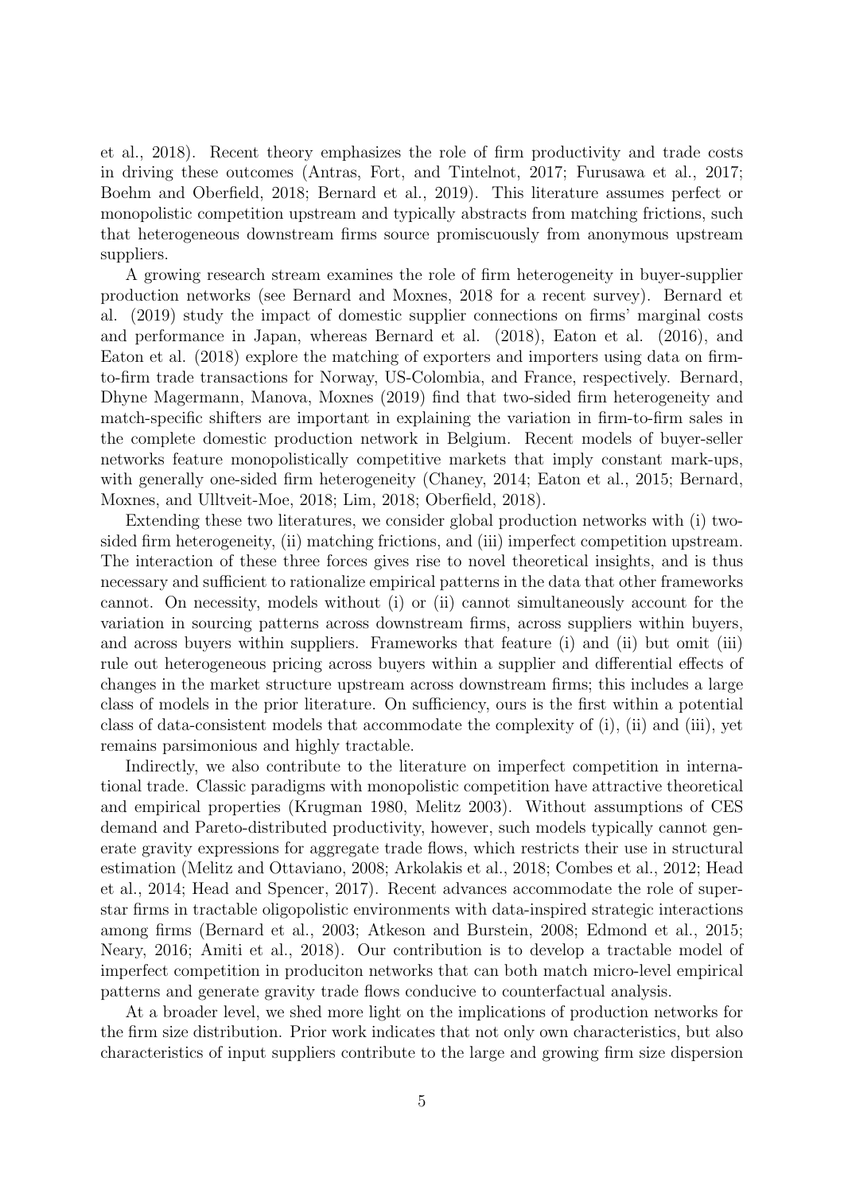et al., 2018). Recent theory emphasizes the role of firm productivity and trade costs in driving these outcomes (Antras, Fort, and Tintelnot, 2017; Furusawa et al., 2017; Boehm and Oberfield, 2018; Bernard et al., 2019). This literature assumes perfect or monopolistic competition upstream and typically abstracts from matching frictions, such that heterogeneous downstream firms source promiscuously from anonymous upstream suppliers.

A growing research stream examines the role of firm heterogeneity in buyer-supplier production networks (see Bernard and Moxnes, 2018 for a recent survey). Bernard et al. (2019) study the impact of domestic supplier connections on firms' marginal costs and performance in Japan, whereas Bernard et al. (2018), Eaton et al. (2016), and Eaton et al. (2018) explore the matching of exporters and importers using data on firm-to-firm trade transactions for Norway, US-Colombia, and France, respectively. Bernard, Dhyne Magermann, Manova, Moxnes (2019) find that two-sided firm heterogeneity and match-specific shifters are important in explaining the variation in firm-to-firm sales in the complete domestic production network in Belgium. Recent models of buyer-seller networks feature monopolistically competitive markets that imply constant mark-ups, with generally one-sided firm heterogeneity (Chaney, 2014; Eaton et al., 2015; Bernard, Moxnes, and Ulltveit-Moe, 2018; Lim, 2018; Oberfield, 2018).

Extending these two literatures, we consider global production networks with (i) two-sided firm heterogeneity, (ii) matching frictions, and (iii) imperfect competition upstream. The interaction of these three forces gives rise to novel theoretical insights, and is thus necessary and sufficient to rationalize empirical patterns in the data that other frameworks cannot. On necessity, models without (i) or (ii) cannot simultaneously account for the variation in sourcing patterns across downstream firms, across suppliers within buyers, and across buyers within suppliers. Frameworks that feature (i) and (ii) but omit (iii) rule out heterogeneous pricing across buyers within a supplier and differential effects of changes in the market structure upstream across downstream firms; this includes a large class of models in the prior literature. On sufficiency, ours is the first within a potential class of data-consistent models that accommodate the complexity of (i), (ii) and (iii), yet remains parsimonious and highly tractable.

Indirectly, we also contribute to the literature on imperfect competition in international trade. Classic paradigms with monopolistic competition have attractive theoretical and empirical properties (Krugman 1980, Melitz 2003). Without assumptions of CES demand and Pareto-distributed productivity, however, such models typically cannot generate gravity expressions for aggregate trade flows, which restricts their use in structural estimation (Melitz and Ottaviano, 2008; Arkolakis et al., 2018; Combes et al., 2012; Head et al., 2014; Head and Spencer, 2017). Recent advances accommodate the role of superstar firms in tractable oligopolistic environments with data-inspired strategic interactions among firms (Bernard et al., 2003; Atkeson and Burstein, 2008; Edmond et al., 2015; Neary, 2016; Amiti et al., 2018). Our contribution is to develop a tractable model of imperfect competition in produciton networks that can both match micro-level empirical patterns and generate gravity trade flows conducive to counterfactual analysis.

At a broader level, we shed more light on the implications of production networks for the firm size distribution. Prior work indicates that not only own characteristics, but also characteristics of input suppliers contribute to the large and growing firm size dispersion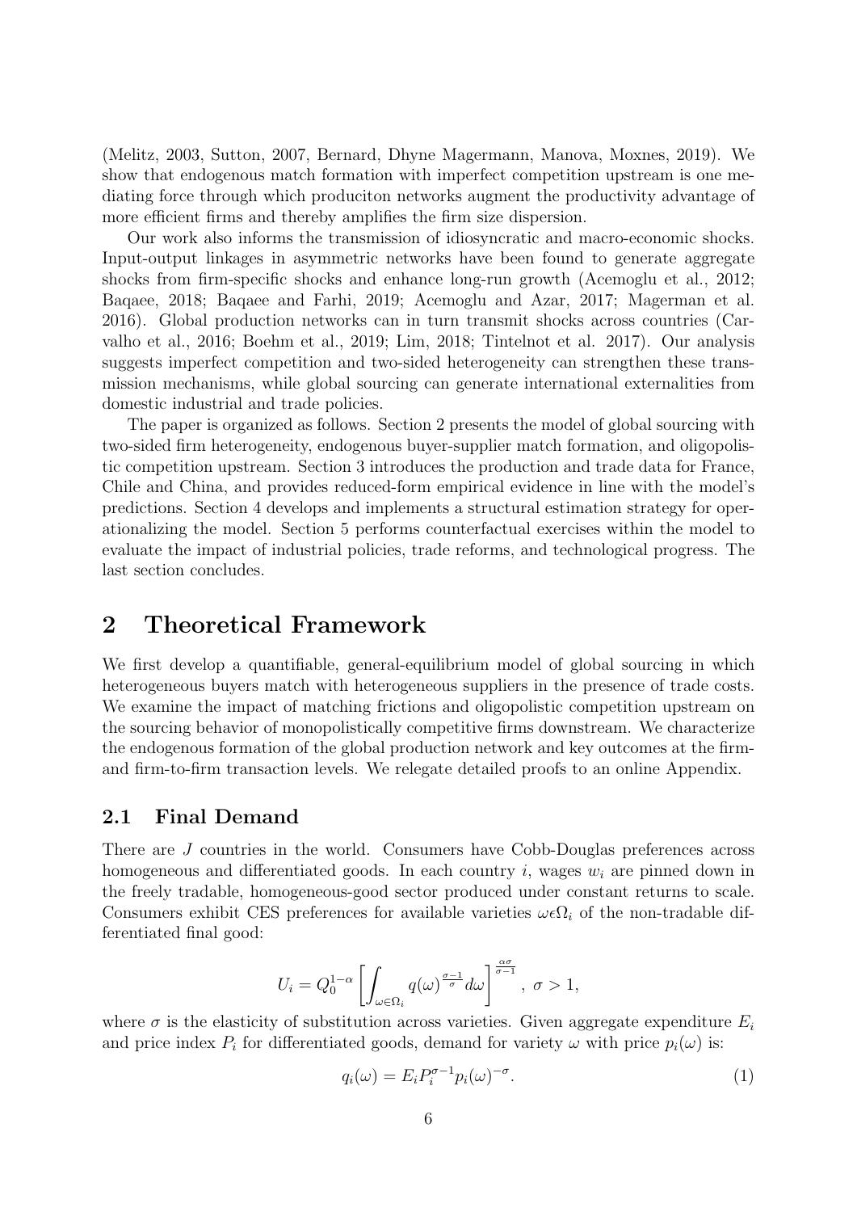(Melitz, 2003, Sutton, 2007, Bernard, Dhyne Magermann, Manova, Moxnes, 2019). We show that endogenous match formation with imperfect competition upstream is one mediating force through which produciton networks augment the productivity advantage of more efficient firms and thereby amplifies the firm size dispersion.

Our work also informs the transmission of idiosyncratic and macro-economic shocks. Input-output linkages in asymmetric networks have been found to generate aggregate shocks from firm-specific shocks and enhance long-run growth (Acemoglu et al., 2012; Baqaee, 2018; Baqaee and Farhi, 2019; Acemoglu and Azar, 2017; Magerman et al. 2016). Global production networks can in turn transmit shocks across countries (Carvalho et al., 2016; Boehm et al., 2019; Lim, 2018; Tintelnot et al. 2017). Our analysis suggests imperfect competition and two-sided heterogeneity can strengthen these transmission mechanisms, while global sourcing can generate international externalities from domestic industrial and trade policies.

The paper is organized as follows. Section 2 presents the model of global sourcing with two-sided firm heterogeneity, endogenous buyer-supplier match formation, and oligopolistic competition upstream. Section 3 introduces the production and trade data for France, Chile and China, and provides reduced-form empirical evidence in line with the model's predictions. Section 4 develops and implements a structural estimation strategy for operationalizing the model. Section 5 performs counterfactual exercises within the model to evaluate the impact of industrial policies, trade reforms, and technological progress. The last section concludes.

# 2 Theoretical Framework

We first develop a quantifiable, general-equilibrium model of global sourcing in which heterogeneous buyers match with heterogeneous suppliers in the presence of trade costs. We examine the impact of matching frictions and oligopolistic competition upstream on the sourcing behavior of monopolistically competitive firms downstream. We characterize the endogenous formation of the global production network and key outcomes at the firm- and firm-to-firm transaction levels. We relegate detailed proofs to an online Appendix.

## 2.1 Final Demand

There are $J$ countries in the world. Consumers have Cobb-Douglas preferences across homogeneous and differentiated goods. In each country $i$, wages $w_i$ are pinned down in the freely tradable, homogeneous-good sector produced under constant returns to scale. Consumers exhibit CES preferences for available varieties $\omega \epsilon \Omega_i$ of the non-tradable differentiated final good:

$$U_i = Q_0^{1-\alpha} \left[ \int_{\omega \in \Omega_i} q(\omega)^{\frac{\sigma-1}{\sigma}} d\omega \right]^{\frac{\alpha\sigma}{\sigma-1}}, \ \sigma > 1,$$

where $\sigma$ is the elasticity of substitution across varieties. Given aggregate expenditure $E_i$ and price index $P_i$ for differentiated goods, demand for variety $\omega$ with price $p_i(\omega)$ is:

$$q_i(\omega) = E_i P_i^{\sigma-1} p_i(\omega)^{-\sigma}. \tag{1}$$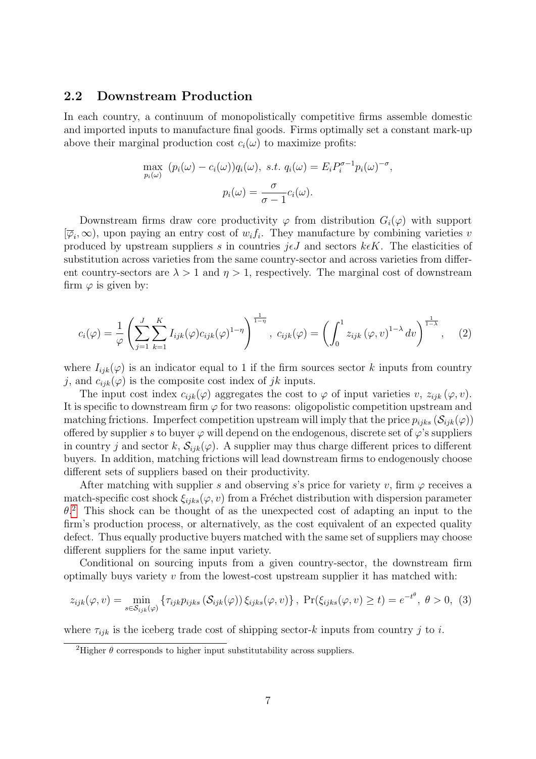### 2.2 Downstream Production

In each country, a continuum of monopolistically competitive firms assemble domestic and imported inputs to manufacture final goods. Firms optimally set a constant mark-up above their marginal production cost $c_i(\omega)$ to maximize profits:

$$\max_{p_i(\omega)} \; (p_i(\omega) - c_i(\omega))q_i(\omega), \; s.t. \; q_i(\omega) = E_i P_i^{\sigma-1} p_i(\omega)^{-\sigma},$$

$$p_i(\omega) = \frac{\sigma}{\sigma - 1} c_i(\omega).$$

Downstream firms draw core productivity $\varphi$ from distribution $G_i(\varphi)$ with support $[\overline{\varphi}_i, \infty)$, upon paying an entry cost of $w_i f_i$. They manufacture by combining varieties $v$ produced by upstream suppliers $s$ in countries $j \epsilon J$ and sectors $k \epsilon K$. The elasticities of substitution across varieties from the same country-sector and across varieties from different country-sectors are $\lambda > 1$ and $\eta > 1$, respectively. The marginal cost of downstream firm $\varphi$ is given by:

$$c_i(\varphi) = \frac{1}{\varphi} \left( \sum_{j=1}^{J} \sum_{k=1}^{K} I_{ijk}(\varphi) c_{ijk}(\varphi)^{1-\eta} \right)^{\frac{1}{1-\eta}}, \; c_{ijk}(\varphi) = \left( \int_0^1 z_{ijk} \left(\varphi, v\right)^{1-\lambda} dv \right)^{\frac{1}{1-\lambda}}, \quad (2)$$

where $I_{ijk}(\varphi)$ is an indicator equal to 1 if the firm sources sector $k$ inputs from country $j$, and $c_{ijk}(\varphi)$ is the composite cost index of $jk$ inputs.

The input cost index $c_{ijk}(\varphi)$ aggregates the cost to $\varphi$ of input varieties $v$, $z_{ijk}(\varphi, v)$. It is specific to downstream firm $\varphi$ for two reasons: oligopolistic competition upstream and matching frictions. Imperfect competition upstream will imply that the price $p_{ijks}\left(\mathcal{S}_{ijk}(\varphi)\right)$ offered by supplier $s$ to buyer $\varphi$ will depend on the endogenous, discrete set of $\varphi$'s suppliers in country $j$ and sector $k$, $\mathcal{S}_{ijk}(\varphi)$. A supplier may thus charge different prices to different buyers. In addition, matching frictions will lead downstream firms to endogenously choose different sets of suppliers based on their productivity.

After matching with supplier $s$ and observing $s$'s price for variety $v$, firm $\varphi$ receives a match-specific cost shock $\xi_{ijks}(\varphi, v)$ from a Fréchet distribution with dispersion parameter $\theta$.[2] This shock can be thought of as the unexpected cost of adapting an input to the firm's production process, or alternatively, as the cost equivalent of an expected quality defect. Thus equally productive buyers matched with the same set of suppliers may choose different suppliers for the same input variety.

Conditional on sourcing inputs from a given country-sector, the downstream firm optimally buys variety $v$ from the lowest-cost upstream supplier it has matched with:

$$z_{ijk}(\varphi, v) = \min_{s \in \mathcal{S}_{ijk}(\varphi)} \left\{ \tau_{ijk} p_{ijks} \left( \mathcal{S}_{ijk}(\varphi) \right) \xi_{ijks}(\varphi, v) \right\}, \; \Pr(\xi_{ijks}(\varphi, v) \geq t) = e^{-t^{\theta}}, \; \theta > 0, \; (3)$$

where $\tau_{ijk}$ is the iceberg trade cost of shipping sector-$k$ inputs from country $j$ to $i$.

[2] Higher $\theta$ corresponds to higher input substitutability across suppliers.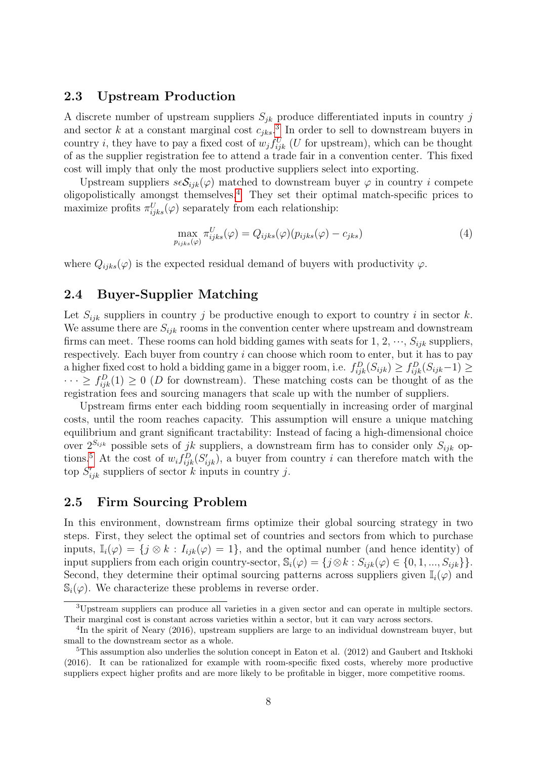## 2.3 Upstream Production

A discrete number of upstream suppliers $S_{jk}$ produce differentiated inputs in country $j$ and sector $k$ at a constant marginal cost $c_{jks}$.[3] In order to sell to downstream buyers in country $i$, they have to pay a fixed cost of $w_j f_{ijk}^U$ ($U$ for upstream), which can be thought of as the supplier registration fee to attend a trade fair in a convention center. This fixed cost will imply that only the most productive suppliers select into exporting.

Upstream suppliers $s\epsilon\mathcal{S}_{ijk}(\varphi)$ matched to downstream buyer $\varphi$ in country $i$ compete oligopolistically amongst themselves.[4] They set their optimal match-specific prices to maximize profits $\pi_{ijks}^U(\varphi)$ separately from each relationship:

$$\max_{p_{ijks}(\varphi)} \pi_{ijks}^U(\varphi) = Q_{ijks}(\varphi)(p_{ijks}(\varphi) - c_{jks}) \tag{4}$$

where $Q_{ijks}(\varphi)$ is the expected residual demand of buyers with productivity $\varphi$.

## 2.4 Buyer-Supplier Matching

Let $S_{ijk}$ suppliers in country $j$ be productive enough to export to country $i$ in sector $k$. We assume there are $S_{ijk}$ rooms in the convention center where upstream and downstream firms can meet. These rooms can hold bidding games with seats for 1, 2, $\cdots$, $S_{ijk}$ suppliers, respectively. Each buyer from country $i$ can choose which room to enter, but it has to pay a higher fixed cost to hold a bidding game in a bigger room, i.e. $f_{ijk}^D(S_{ijk}) \geq f_{ijk}^D(S_{ijk}-1) \geq \cdots \geq f_{ijk}^D(1) \geq 0$ ($D$ for downstream). These matching costs can be thought of as the registration fees and sourcing managers that scale up with the number of suppliers.

Upstream firms enter each bidding room sequentially in increasing order of marginal costs, until the room reaches capacity. This assumption will ensure a unique matching equilibrium and grant significant tractability: Instead of facing a high-dimensional choice over $2^{S_{ijk}}$ possible sets of $jk$ suppliers, a downstream firm has to consider only $S_{ijk}$ options.[5] At the cost of $w_i f_{ijk}^D(S'_{ijk})$, a buyer from country $i$ can therefore match with the top $S'_{ijk}$ suppliers of sector $k$ inputs in country $j$.

## 2.5 Firm Sourcing Problem

In this environment, downstream firms optimize their global sourcing strategy in two steps. First, they select the optimal set of countries and sectors from which to purchase inputs, $\mathbb{I}_i(\varphi) = \{j \otimes k : I_{ijk}(\varphi) = 1\}$, and the optimal number (and hence identity) of input suppliers from each origin country-sector, $\mathbb{S}_i(\varphi) = \{j \otimes k : S_{ijk}(\varphi) \in \{0, 1, ..., S_{ijk}\}\}$. Second, they determine their optimal sourcing patterns across suppliers given $\mathbb{I}_i(\varphi)$ and $\mathbb{S}_i(\varphi)$. We characterize these problems in reverse order.

[3] Upstream suppliers can produce all varieties in a given sector and can operate in multiple sectors. Their marginal cost is constant across varieties within a sector, but it can vary across sectors.

[4] In the spirit of Neary (2016), upstream suppliers are large to an individual downstream buyer, but small to the downstream sector as a whole.

[5] This assumption also underlies the solution concept in Eaton et al. (2012) and Gaubert and Itskhoki (2016). It can be rationalized for example with room-specific fixed costs, whereby more productive suppliers expect higher profits and are more likely to be profitable in bigger, more competitive rooms.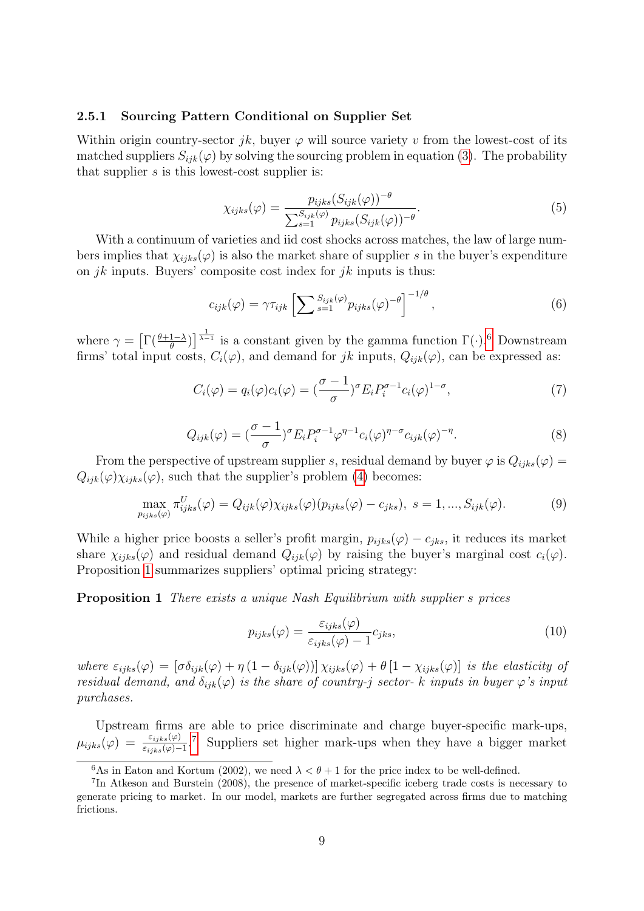### 2.5.1 Sourcing Pattern Conditional on Supplier Set

Within origin country-sector $jk$, buyer $\varphi$ will source variety $v$ from the lowest-cost of its matched suppliers $S_{ijk}(\varphi)$ by solving the sourcing problem in equation (3). The probability that supplier $s$ is this lowest-cost supplier is:

$$\chi_{ijks}(\varphi) = \frac{p_{ijks}(S_{ijk}(\varphi))^{-\theta}}{\sum_{s=1}^{S_{ijk}(\varphi)} p_{ijks}(S_{ijk}(\varphi))^{-\theta}}. \tag{5}$$

With a continuum of varieties and iid cost shocks across matches, the law of large numbers implies that $\chi_{ijks}(\varphi)$ is also the market share of supplier $s$ in the buyer's expenditure on $jk$ inputs. Buyers' composite cost index for $jk$ inputs is thus:

$$c_{ijk}(\varphi) = \gamma\tau_{ijk}\left[\sum\nolimits_{s=1}^{S_{ijk}(\varphi)} p_{ijks}(\varphi)^{-\theta}\right]^{-1/\theta}, \tag{6}$$

where $\gamma = \left[\Gamma(\frac{\theta+1-\lambda}{\theta})\right]^{\frac{1}{\lambda-1}}$ is a constant given by the gamma function $\Gamma(\cdot)$.[6] Downstream firms' total input costs, $C_i(\varphi)$, and demand for $jk$ inputs, $Q_{ijk}(\varphi)$, can be expressed as:

$$C_i(\varphi) = q_i(\varphi)c_i(\varphi) = (\frac{\sigma-1}{\sigma})^{\sigma} E_i P_i^{\sigma-1} c_i(\varphi)^{1-\sigma}, \tag{7}$$

$$Q_{ijk}(\varphi) = (\frac{\sigma-1}{\sigma})^{\sigma} E_i P_i^{\sigma-1} \varphi^{\eta-1} c_i(\varphi)^{\eta-\sigma} c_{ijk}(\varphi)^{-\eta}. \tag{8}$$

From the perspective of upstream supplier $s$, residual demand by buyer $\varphi$ is $Q_{ijks}(\varphi) = Q_{ijk}(\varphi)\chi_{ijks}(\varphi)$, such that the supplier's problem (4) becomes:

$$\max_{p_{ijks}(\varphi)} \pi^U_{ijks}(\varphi) = Q_{ijk}(\varphi)\chi_{ijks}(\varphi)(p_{ijks}(\varphi) - c_{jks}),\ s = 1, ..., S_{ijk}(\varphi). \tag{9}$$

While a higher price boosts a seller's profit margin, $p_{ijks}(\varphi) - c_{jks}$, it reduces its market share $\chi_{ijks}(\varphi)$ and residual demand $Q_{ijk}(\varphi)$ by raising the buyer's marginal cost $c_i(\varphi)$. Proposition 1 summarizes suppliers' optimal pricing strategy:

**Proposition 1** *There exists a unique Nash Equilibrium with supplier s prices*

$$p_{ijks}(\varphi) = \frac{\varepsilon_{ijks}(\varphi)}{\varepsilon_{ijks}(\varphi) - 1} c_{jks}, \tag{10}$$

*where* $\varepsilon_{ijks}(\varphi) = [\sigma\delta_{ijk}(\varphi) + \eta(1 - \delta_{ijk}(\varphi))]\chi_{ijks}(\varphi) + \theta[1 - \chi_{ijks}(\varphi)]$ *is the elasticity of residual demand, and* $\delta_{ijk}(\varphi)$ *is the share of country-j sector- k inputs in buyer* $\varphi$*'s input purchases.*

Upstream firms are able to price discriminate and charge buyer-specific mark-ups, $\mu_{ijks}(\varphi) = \frac{\varepsilon_{ijks}(\varphi)}{\varepsilon_{ijks}(\varphi)-1}$.[7] Suppliers set higher mark-ups when they have a bigger market

[6] As in Eaton and Kortum (2002), we need $\lambda < \theta + 1$ for the price index to be well-defined.

[7] In Atkeson and Burstein (2008), the presence of market-specific iceberg trade costs is necessary to generate pricing to market. In our model, markets are further segregated across firms due to matching frictions.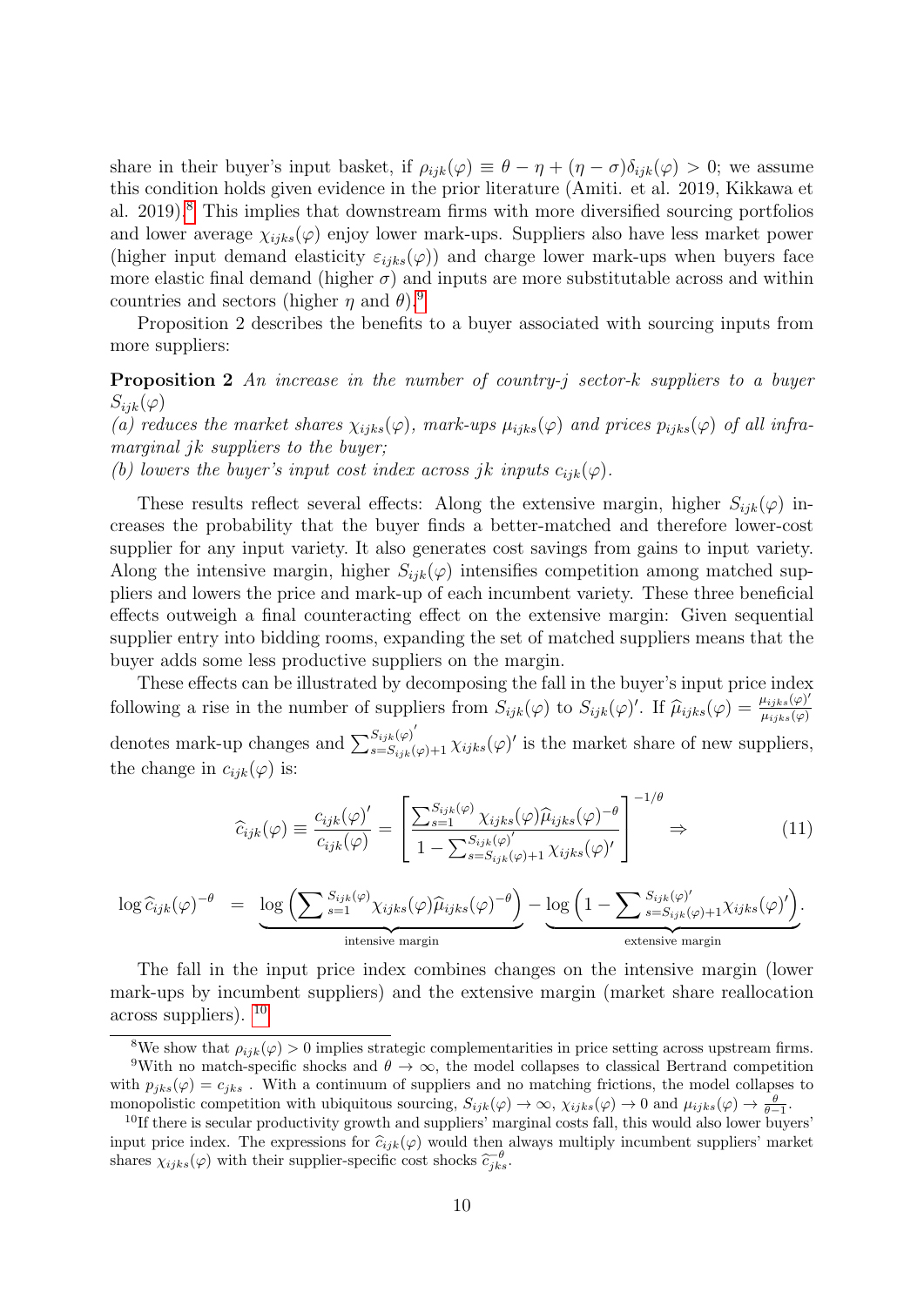share in their buyer's input basket, if $\rho_{ijk}(\varphi) \equiv \theta - \eta + (\eta - \sigma)\delta_{ijk}(\varphi) > 0$; we assume this condition holds given evidence in the prior literature (Amiti. et al. 2019, Kikkawa et al. 2019).[8] This implies that downstream firms with more diversified sourcing portfolios and lower average $\chi_{ijks}(\varphi)$ enjoy lower mark-ups. Suppliers also have less market power (higher input demand elasticity $\varepsilon_{ijks}(\varphi)$) and charge lower mark-ups when buyers face more elastic final demand (higher $\sigma$) and inputs are more substitutable across and within countries and sectors (higher $\eta$ and $\theta$).[9]

Proposition 2 describes the benefits to a buyer associated with sourcing inputs from more suppliers:

**Proposition 2** *An increase in the number of country-j sector-k suppliers to a buyer* $S_{ijk}(\varphi)$
*(a) reduces the market shares* $\chi_{ijks}(\varphi)$*, mark-ups* $\mu_{ijks}(\varphi)$ *and prices* $p_{ijks}(\varphi)$ *of all infra-marginal jk suppliers to the buyer;*
*(b) lowers the buyer's input cost index across jk inputs* $c_{ijk}(\varphi)$*.*

These results reflect several effects: Along the extensive margin, higher $S_{ijk}(\varphi)$ increases the probability that the buyer finds a better-matched and therefore lower-cost supplier for any input variety. It also generates cost savings from gains to input variety. Along the intensive margin, higher $S_{ijk}(\varphi)$ intensifies competition among matched suppliers and lowers the price and mark-up of each incumbent variety. These three beneficial effects outweigh a final counteracting effect on the extensive margin: Given sequential supplier entry into bidding rooms, expanding the set of matched suppliers means that the buyer adds some less productive suppliers on the margin.

These effects can be illustrated by decomposing the fall in the buyer's input price index following a rise in the number of suppliers from $S_{ijk}(\varphi)$ to $S_{ijk}(\varphi)'$. If $\widehat{\mu}_{ijks}(\varphi) = \frac{\mu_{ijks}(\varphi)'}{\mu_{ijks}(\varphi)}$ denotes mark-up changes and $\sum_{s=S_{ijk}(\varphi)+1}^{S_{ijk}(\varphi)'} \chi_{ijks}(\varphi)'$ is the market share of new suppliers, the change in $c_{ijk}(\varphi)$ is:

$$\widehat{c}_{ijk}(\varphi) \equiv \frac{c_{ijk}(\varphi)'}{c_{ijk}(\varphi)} = \left[ \frac{\sum_{s=1}^{S_{ijk}(\varphi)} \chi_{ijks}(\varphi) \widehat{\mu}_{ijks}(\varphi)^{-\theta}}{1 - \sum_{s=S_{ijk}(\varphi)+1}^{S_{ijk}(\varphi)'} \chi_{ijks}(\varphi)'} \right]^{-1/\theta} \Rightarrow \tag{11}$$

$$\log \widehat{c}_{ijk}(\varphi)^{-\theta} = \underbrace{\log \left( \sum\nolimits_{s=1}^{S_{ijk}(\varphi)} \chi_{ijks}(\varphi) \widehat{\mu}_{ijks}(\varphi)^{-\theta} \right)}_{\text{intensive margin}} - \underbrace{\log \left( 1 - \sum\nolimits_{s=S_{ijk}(\varphi)+1}^{S_{ijk}(\varphi)'} \chi_{ijks}(\varphi)' \right)}_{\text{extensive margin}}.$$

The fall in the input price index combines changes on the intensive margin (lower mark-ups by incumbent suppliers) and the extensive margin (market share reallocation across suppliers).[10]

[8] We show that $\rho_{ijk}(\varphi) > 0$ implies strategic complementarities in price setting across upstream firms.

[9] With no match-specific shocks and $\theta \to \infty$, the model collapses to classical Bertrand competition with $p_{jks}(\varphi) = c_{jks}$ . With a continuum of suppliers and no matching frictions, the model collapses to monopolistic competition with ubiquitous sourcing, $S_{ijk}(\varphi) \to \infty$, $\chi_{ijks}(\varphi) \to 0$ and $\mu_{ijks}(\varphi) \to \frac{\theta}{\theta - 1}$.

[10] If there is secular productivity growth and suppliers' marginal costs fall, this would also lower buyers' input price index. The expressions for $\widehat{c}_{ijk}(\varphi)$ would then always multiply incumbent suppliers' market shares $\chi_{ijks}(\varphi)$ with their supplier-specific cost shocks $\widehat{c}_{jks}^{-\theta}$.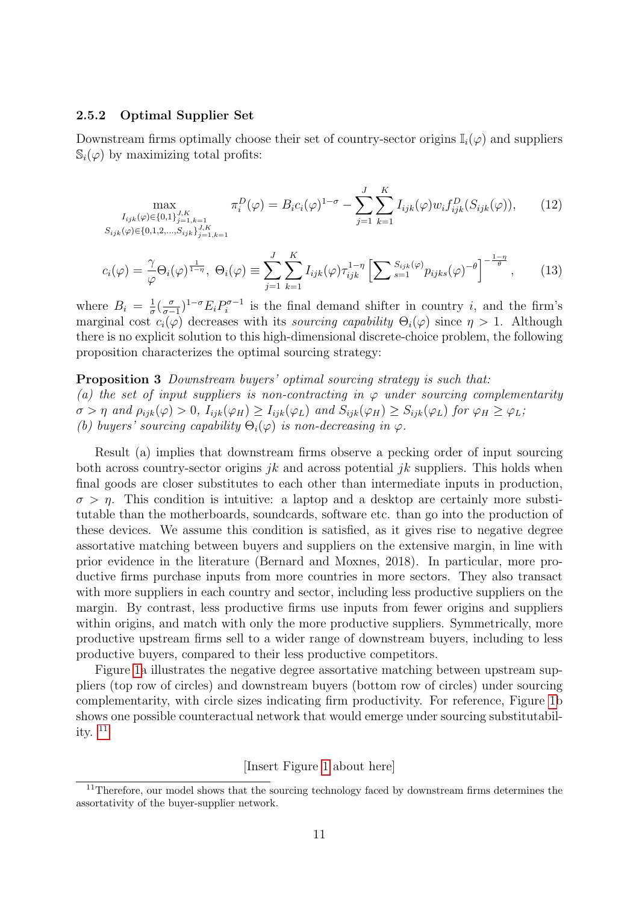### 2.5.2 Optimal Supplier Set

Downstream firms optimally choose their set of country-sector origins $\mathbb{I}_i(\varphi)$ and suppliers $\mathbb{S}_i(\varphi)$ by maximizing total profits:

$$\max_{\substack{I_{ijk}(\varphi)\in\{0,1\}_{j=1,k=1}^{J,K} \\ S_{ijk}(\varphi)\in\{0,1,2,\ldots,S_{ijk}\}_{j=1,k=1}^{J,K}}} \pi_i^D(\varphi) = B_i c_i(\varphi)^{1-\sigma} - \sum_{j=1}^{J}\sum_{k=1}^{K} I_{ijk}(\varphi) w_i f_{ijk}^D(S_{ijk}(\varphi)), \tag{12}$$

$$c_i(\varphi) = \frac{\gamma}{\varphi}\Theta_i(\varphi)^{\frac{1}{1-\eta}},\ \Theta_i(\varphi) \equiv \sum_{j=1}^{J}\sum_{k=1}^{K} I_{ijk}(\varphi)\tau_{ijk}^{1-\eta}\left[\sum\nolimits_{s=1}^{S_{ijk}(\varphi)} p_{ijks}(\varphi)^{-\theta}\right]^{-\frac{1-\eta}{\theta}}, \tag{13}$$

where $B_i = \frac{1}{\sigma}(\frac{\sigma}{\sigma-1})^{1-\sigma}E_i P_i^{\sigma-1}$ is the final demand shifter in country $i$, and the firm's marginal cost $c_i(\varphi)$ decreases with its *sourcing capability* $\Theta_i(\varphi)$ since $\eta > 1$. Although there is no explicit solution to this high-dimensional discrete-choice problem, the following proposition characterizes the optimal sourcing strategy:

**Proposition 3** *Downstream buyers' optimal sourcing strategy is such that:*
*(a) the set of input suppliers is non-contracting in $\varphi$ under sourcing complementarity $\sigma > \eta$ and $\rho_{ijk}(\varphi) > 0$, $I_{ijk}(\varphi_H) \geq I_{ijk}(\varphi_L)$ and $S_{ijk}(\varphi_H) \geq S_{ijk}(\varphi_L)$ for $\varphi_H \geq \varphi_L$;*
*(b) buyers' sourcing capability $\Theta_i(\varphi)$ is non-decreasing in $\varphi$.*

Result (a) implies that downstream firms observe a pecking order of input sourcing both across country-sector origins $jk$ and across potential $jk$ suppliers. This holds when final goods are closer substitutes to each other than intermediate inputs in production, $\sigma > \eta$. This condition is intuitive: a laptop and a desktop are certainly more substitutable than the motherboards, soundcards, software etc. than go into the production of these devices. We assume this condition is satisfied, as it gives rise to negative degree assortative matching between buyers and suppliers on the extensive margin, in line with prior evidence in the literature (Bernard and Moxnes, 2018). In particular, more productive firms purchase inputs from more countries in more sectors. They also transact with more suppliers in each country and sector, including less productive suppliers on the margin. By contrast, less productive firms use inputs from fewer origins and suppliers within origins, and match with only the more productive suppliers. Symmetrically, more productive upstream firms sell to a wider range of downstream buyers, including to less productive buyers, compared to their less productive competitors.

Figure 1a illustrates the negative degree assortative matching between upstream suppliers (top row of circles) and downstream buyers (bottom row of circles) under sourcing complementarity, with circle sizes indicating firm productivity. For reference, Figure 1b shows one possible counteractual network that would emerge under sourcing substitutability. [11]

[Insert Figure 1 about here]

[11] Therefore, our model shows that the sourcing technology faced by downstream firms determines the assortativity of the buyer-supplier network.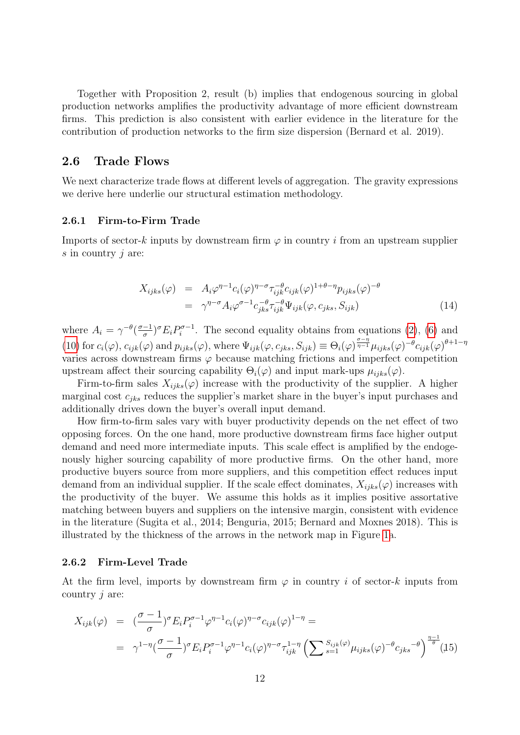Together with Proposition 2, result (b) implies that endogenous sourcing in global production networks amplifies the productivity advantage of more efficient downstream firms. This prediction is also consistent with earlier evidence in the literature for the contribution of production networks to the firm size dispersion (Bernard et al. 2019).

## 2.6 Trade Flows

We next characterize trade flows at different levels of aggregation. The gravity expressions we derive here underlie our structural estimation methodology.

### 2.6.1 Firm-to-Firm Trade

Imports of sector-$k$ inputs by downstream firm $\varphi$ in country $i$ from an upstream supplier $s$ in country $j$ are:

$$
\begin{aligned}
X_{ijks}(\varphi) &= A_i \varphi^{\eta-1} c_i(\varphi)^{\eta-\sigma} \tau_{ijk}^{-\theta} c_{ijk}(\varphi)^{1+\theta-\eta} p_{ijks}(\varphi)^{-\theta} \\
&= \gamma^{\eta-\sigma} A_i \varphi^{\sigma-1} c_{jks}^{-\theta} \tau_{ijk}^{-\theta} \Psi_{ijk}(\varphi, c_{jks}, S_{ijk})
\end{aligned}
\tag{14}
$$

where $A_i = \gamma^{-\theta}(\frac{\sigma-1}{\sigma})^{\sigma} E_i P_i^{\sigma-1}$. The second equality obtains from equations (2), (6) and (10) for $c_i(\varphi)$, $c_{ijk}(\varphi)$ and $p_{ijks}(\varphi)$, where $\Psi_{ijk}(\varphi, c_{jks}, S_{ijk}) \equiv \Theta_i(\varphi)^{\frac{\sigma-\eta}{\eta-1}} \mu_{ijks}(\varphi)^{-\theta} c_{ijk}(\varphi)^{\theta+1-\eta}$ varies across downstream firms $\varphi$ because matching frictions and imperfect competition upstream affect their sourcing capability $\Theta_i(\varphi)$ and input mark-ups $\mu_{ijks}(\varphi)$.

Firm-to-firm sales $X_{ijks}(\varphi)$ increase with the productivity of the supplier. A higher marginal cost $c_{jks}$ reduces the supplier's market share in the buyer's input purchases and additionally drives down the buyer's overall input demand.

How firm-to-firm sales vary with buyer productivity depends on the net effect of two opposing forces. On the one hand, more productive downstream firms face higher output demand and need more intermediate inputs. This scale effect is amplified by the endogenously higher sourcing capability of more productive firms. On the other hand, more productive buyers source from more suppliers, and this competition effect reduces input demand from an individual supplier. If the scale effect dominates, $X_{ijks}(\varphi)$ increases with the productivity of the buyer. We assume this holds as it implies positive assortative matching between buyers and suppliers on the intensive margin, consistent with evidence in the literature (Sugita et al., 2014; Benguria, 2015; Bernard and Moxnes 2018). This is illustrated by the thickness of the arrows in the network map in Figure 1a.

### 2.6.2 Firm-Level Trade

At the firm level, imports by downstream firm $\varphi$ in country $i$ of sector-$k$ inputs from country $j$ are:

$$
\begin{aligned}
X_{ijk}(\varphi) &= (\frac{\sigma-1}{\sigma})^{\sigma} E_i P_i^{\sigma-1} \varphi^{\eta-1} c_i(\varphi)^{\eta-\sigma} c_{ijk}(\varphi)^{1-\eta} = \\
&= \gamma^{1-\eta}(\frac{\sigma-1}{\sigma})^{\sigma} E_i P_i^{\sigma-1} \varphi^{\eta-1} c_i(\varphi)^{\eta-\sigma} \tau_{ijk}^{1-\eta} \left(\sum\nolimits_{s=1}^{S_{ijk}(\varphi)} \mu_{ijks}(\varphi)^{-\theta} c_{jks}{}^{-\theta}\right)^{\frac{\eta-1}{\theta}}
\end{aligned}
\tag{15}
$$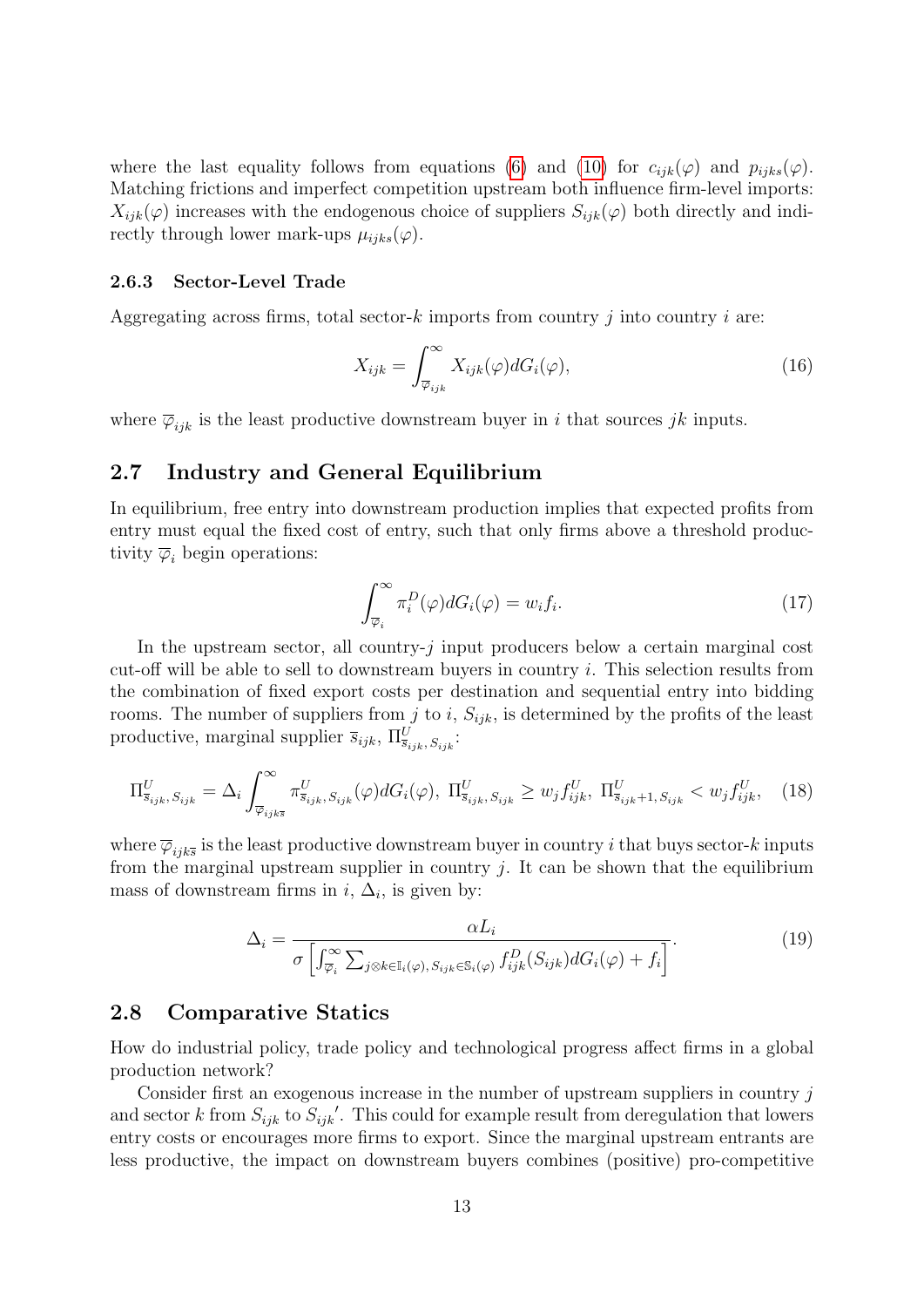where the last equality follows from equations (6) and (10) for $c_{ijk}(\varphi)$ and $p_{ijks}(\varphi)$. Matching frictions and imperfect competition upstream both influence firm-level imports: $X_{ijk}(\varphi)$ increases with the endogenous choice of suppliers $S_{ijk}(\varphi)$ both directly and indirectly through lower mark-ups $\mu_{ijks}(\varphi)$.

### 2.6.3 Sector-Level Trade

Aggregating across firms, total sector-$k$ imports from country $j$ into country $i$ are:

$$X_{ijk} = \int_{\overline{\varphi}_{ijk}}^{\infty} X_{ijk}(\varphi) dG_i(\varphi), \tag{16}$$

where $\overline{\varphi}_{ijk}$ is the least productive downstream buyer in $i$ that sources $jk$ inputs.

## 2.7 Industry and General Equilibrium

In equilibrium, free entry into downstream production implies that expected profits from entry must equal the fixed cost of entry, such that only firms above a threshold productivity $\overline{\varphi}_i$ begin operations:

$$\int_{\overline{\varphi}_i}^{\infty} \pi_i^D(\varphi) dG_i(\varphi) = w_i f_i. \tag{17}$$

In the upstream sector, all country-$j$ input producers below a certain marginal cost cut-off will be able to sell to downstream buyers in country $i$. This selection results from the combination of fixed export costs per destination and sequential entry into bidding rooms. The number of suppliers from $j$ to $i$, $S_{ijk}$, is determined by the profits of the least productive, marginal supplier $\overline{s}_{ijk}$, $\Pi^U_{\overline{s}_{ijk}, S_{ijk}}$:

$$\Pi^U_{\overline{s}_{ijk}, S_{ijk}} = \Delta_i \int_{\overline{\varphi}_{ijk\overline{s}}}^{\infty} \pi^U_{\overline{s}_{ijk}, S_{ijk}}(\varphi) dG_i(\varphi),\ \Pi^U_{\overline{s}_{ijk}, S_{ijk}} \geq w_j f^U_{ijk},\ \Pi^U_{\overline{s}_{ijk}+1, S_{ijk}} < w_j f^U_{ijk}, \tag{18}$$

where $\overline{\varphi}_{ijk\overline{s}}$ is the least productive downstream buyer in country $i$ that buys sector-$k$ inputs from the marginal upstream supplier in country $j$. It can be shown that the equilibrium mass of downstream firms in $i$, $\Delta_i$, is given by:

$$\Delta_i = \frac{\alpha L_i}{\sigma \left[ \int_{\overline{\varphi}_i}^{\infty} \sum_{j \otimes k \in \mathbb{I}_i(\varphi),\, S_{ijk} \in \mathbb{S}_i(\varphi)} f^D_{ijk}(S_{ijk}) dG_i(\varphi) + f_i \right]}. \tag{19}$$

## 2.8 Comparative Statics

How do industrial policy, trade policy and technological progress affect firms in a global production network?

Consider first an exogenous increase in the number of upstream suppliers in country $j$ and sector $k$ from $S_{ijk}$ to $S_{ijk}{}'$. This could for example result from deregulation that lowers entry costs or encourages more firms to export. Since the marginal upstream entrants are less productive, the impact on downstream buyers combines (positive) pro-competitive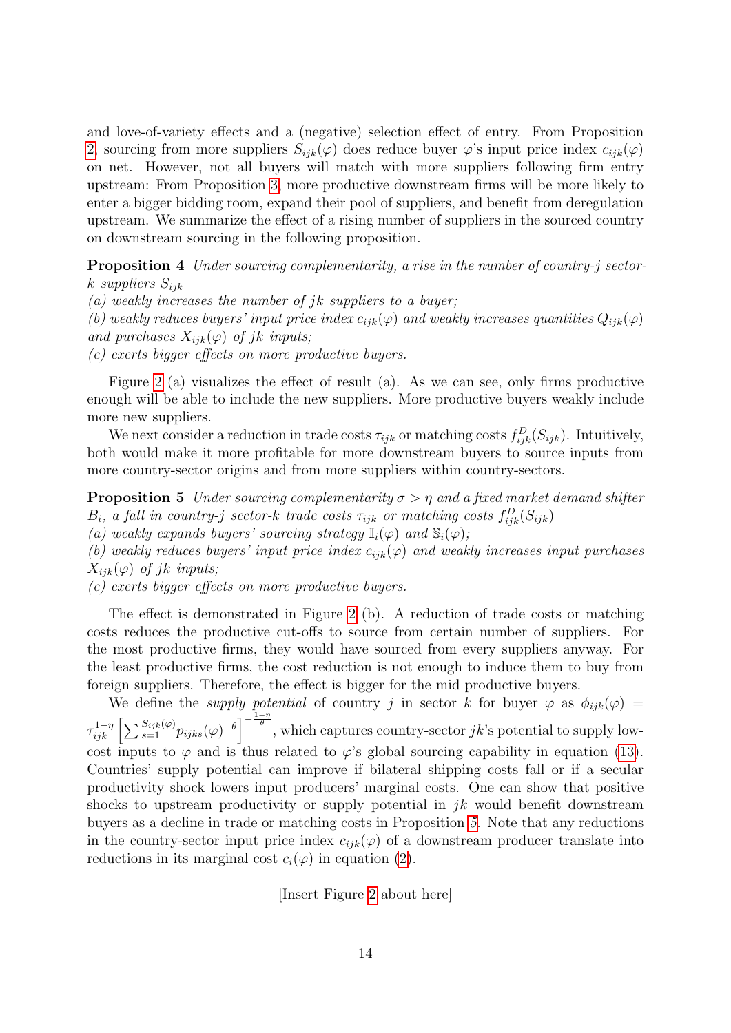and love-of-variety effects and a (negative) selection effect of entry. From Proposition 2, sourcing from more suppliers $S_{ijk}(\varphi)$ does reduce buyer $\varphi$'s input price index $c_{ijk}(\varphi)$ on net. However, not all buyers will match with more suppliers following firm entry upstream: From Proposition 3, more productive downstream firms will be more likely to enter a bigger bidding room, expand their pool of suppliers, and benefit from deregulation upstream. We summarize the effect of a rising number of suppliers in the sourced country on downstream sourcing in the following proposition.

**Proposition 4** *Under sourcing complementarity, a rise in the number of country-j sector-k suppliers $S_{ijk}$*
*(a) weakly increases the number of jk suppliers to a buyer;*
*(b) weakly reduces buyers' input price index $c_{ijk}(\varphi)$ and weakly increases quantities $Q_{ijk}(\varphi)$ and purchases $X_{ijk}(\varphi)$ of jk inputs;*
*(c) exerts bigger effects on more productive buyers.*

Figure 2 (a) visualizes the effect of result (a). As we can see, only firms productive enough will be able to include the new suppliers. More productive buyers weakly include more new suppliers.

We next consider a reduction in trade costs $\tau_{ijk}$ or matching costs $f^D_{ijk}(S_{ijk})$. Intuitively, both would make it more profitable for more downstream buyers to source inputs from more country-sector origins and from more suppliers within country-sectors.

**Proposition 5** *Under sourcing complementarity $\sigma > \eta$ and a fixed market demand shifter $B_i$, a fall in country-j sector-k trade costs $\tau_{ijk}$ or matching costs $f^D_{ijk}(S_{ijk})$*
*(a) weakly expands buyers' sourcing strategy $\mathbb{I}_i(\varphi)$ and $\mathbb{S}_i(\varphi)$;*
*(b) weakly reduces buyers' input price index $c_{ijk}(\varphi)$ and weakly increases input purchases $X_{ijk}(\varphi)$ of jk inputs;*
*(c) exerts bigger effects on more productive buyers.*

The effect is demonstrated in Figure 2 (b). A reduction of trade costs or matching costs reduces the productive cut-offs to source from certain number of suppliers. For the most productive firms, they would have sourced from every suppliers anyway. For the least productive firms, the cost reduction is not enough to induce them to buy from foreign suppliers. Therefore, the effect is bigger for the mid productive buyers.

We define the *supply potential* of country $j$ in sector $k$ for buyer $\varphi$ as $\phi_{ijk}(\varphi) = \tau_{ijk}^{1-\eta}\left[\sum_{s=1}^{S_{ijk}(\varphi)} p_{ijks}(\varphi)^{-\theta}\right]^{-\frac{1-\eta}{\theta}}$, which captures country-sector $jk$'s potential to supply low-cost inputs to $\varphi$ and is thus related to $\varphi$'s global sourcing capability in equation (13). Countries' supply potential can improve if bilateral shipping costs fall or if a secular productivity shock lowers input producers' marginal costs. One can show that positive shocks to upstream productivity or supply potential in $jk$ would benefit downstream buyers as a decline in trade or matching costs in Proposition 5. Note that any reductions in the country-sector input price index $c_{ijk}(\varphi)$ of a downstream producer translate into reductions in its marginal cost $c_i(\varphi)$ in equation (2).

[Insert Figure 2 about here]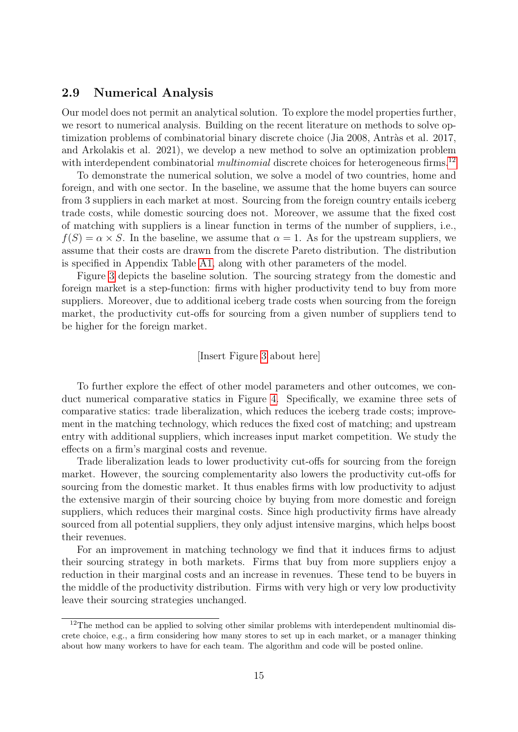### 2.9 Numerical Analysis

Our model does not permit an analytical solution. To explore the model properties further, we resort to numerical analysis. Building on the recent literature on methods to solve optimization problems of combinatorial binary discrete choice (Jia 2008, Antràs et al. 2017, and Arkolakis et al. 2021), we develop a new method to solve an optimization problem with interdependent combinatorial *multinomial* discrete choices for heterogeneous firms.[12]

To demonstrate the numerical solution, we solve a model of two countries, home and foreign, and with one sector. In the baseline, we assume that the home buyers can source from 3 suppliers in each market at most. Sourcing from the foreign country entails iceberg trade costs, while domestic sourcing does not. Moreover, we assume that the fixed cost of matching with suppliers is a linear function in terms of the number of suppliers, i.e., $f(S) = \alpha \times S$. In the baseline, we assume that $\alpha = 1$. As for the upstream suppliers, we assume that their costs are drawn from the discrete Pareto distribution. The distribution is specified in Appendix Table A1, along with other parameters of the model.

Figure 3 depicts the baseline solution. The sourcing strategy from the domestic and foreign market is a step-function: firms with higher productivity tend to buy from more suppliers. Moreover, due to additional iceberg trade costs when sourcing from the foreign market, the productivity cut-offs for sourcing from a given number of suppliers tend to be higher for the foreign market.

[Insert Figure 3 about here]

To further explore the effect of other model parameters and other outcomes, we conduct numerical comparative statics in Figure 4. Specifically, we examine three sets of comparative statics: trade liberalization, which reduces the iceberg trade costs; improvement in the matching technology, which reduces the fixed cost of matching; and upstream entry with additional suppliers, which increases input market competition. We study the effects on a firm's marginal costs and revenue.

Trade liberalization leads to lower productivity cut-offs for sourcing from the foreign market. However, the sourcing complementarity also lowers the productivity cut-offs for sourcing from the domestic market. It thus enables firms with low productivity to adjust the extensive margin of their sourcing choice by buying from more domestic and foreign suppliers, which reduces their marginal costs. Since high productivity firms have already sourced from all potential suppliers, they only adjust intensive margins, which helps boost their revenues.

For an improvement in matching technology we find that it induces firms to adjust their sourcing strategy in both markets. Firms that buy from more suppliers enjoy a reduction in their marginal costs and an increase in revenues. These tend to be buyers in the middle of the productivity distribution. Firms with very high or very low productivity leave their sourcing strategies unchanged.

[12] The method can be applied to solving other similar problems with interdependent multinomial discrete choice, e.g., a firm considering how many stores to set up in each market, or a manager thinking about how many workers to have for each team. The algorithm and code will be posted online.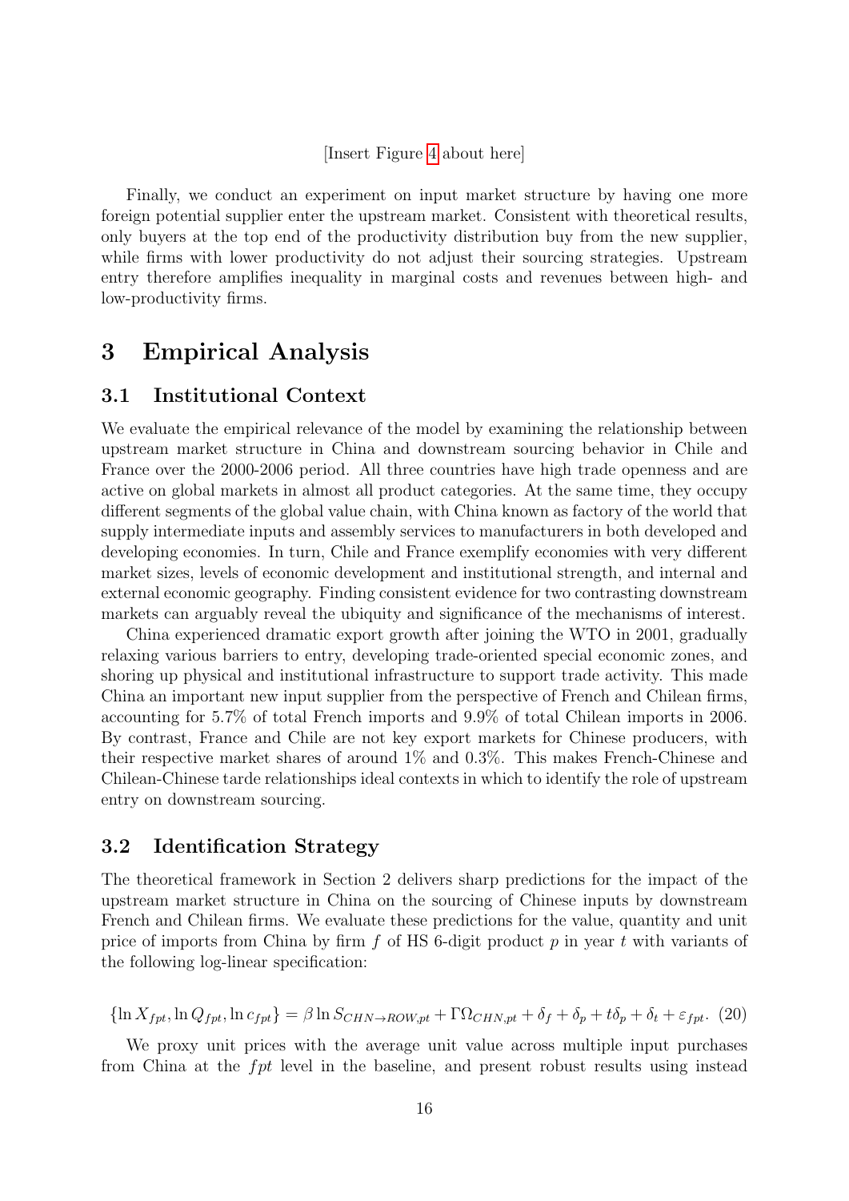[Insert Figure 4 about here]

Finally, we conduct an experiment on input market structure by having one more foreign potential supplier enter the upstream market. Consistent with theoretical results, only buyers at the top end of the productivity distribution buy from the new supplier, while firms with lower productivity do not adjust their sourcing strategies. Upstream entry therefore amplifies inequality in marginal costs and revenues between high- and low-productivity firms.

# 3 Empirical Analysis

## 3.1 Institutional Context

We evaluate the empirical relevance of the model by examining the relationship between upstream market structure in China and downstream sourcing behavior in Chile and France over the 2000-2006 period. All three countries have high trade openness and are active on global markets in almost all product categories. At the same time, they occupy different segments of the global value chain, with China known as factory of the world that supply intermediate inputs and assembly services to manufacturers in both developed and developing economies. In turn, Chile and France exemplify economies with very different market sizes, levels of economic development and institutional strength, and internal and external economic geography. Finding consistent evidence for two contrasting downstream markets can arguably reveal the ubiquity and significance of the mechanisms of interest.

China experienced dramatic export growth after joining the WTO in 2001, gradually relaxing various barriers to entry, developing trade-oriented special economic zones, and shoring up physical and institutional infrastructure to support trade activity. This made China an important new input supplier from the perspective of French and Chilean firms, accounting for 5.7% of total French imports and 9.9% of total Chilean imports in 2006. By contrast, France and Chile are not key export markets for Chinese producers, with their respective market shares of around 1% and 0.3%. This makes French-Chinese and Chilean-Chinese tarde relationships ideal contexts in which to identify the role of upstream entry on downstream sourcing.

## 3.2 Identification Strategy

The theoretical framework in Section 2 delivers sharp predictions for the impact of the upstream market structure in China on the sourcing of Chinese inputs by downstream French and Chilean firms. We evaluate these predictions for the value, quantity and unit price of imports from China by firm $f$ of HS 6-digit product $p$ in year $t$ with variants of the following log-linear specification:

$$\{\ln X_{fpt}, \ln Q_{fpt}, \ln c_{fpt}\} = \beta \ln S_{CHN\rightarrow ROW,pt} + \Gamma\Omega_{CHN,pt} + \delta_f + \delta_p + t\delta_p + \delta_t + \varepsilon_{fpt}. \quad (20)$$

We proxy unit prices with the average unit value across multiple input purchases from China at the $fpt$ level in the baseline, and present robust results using instead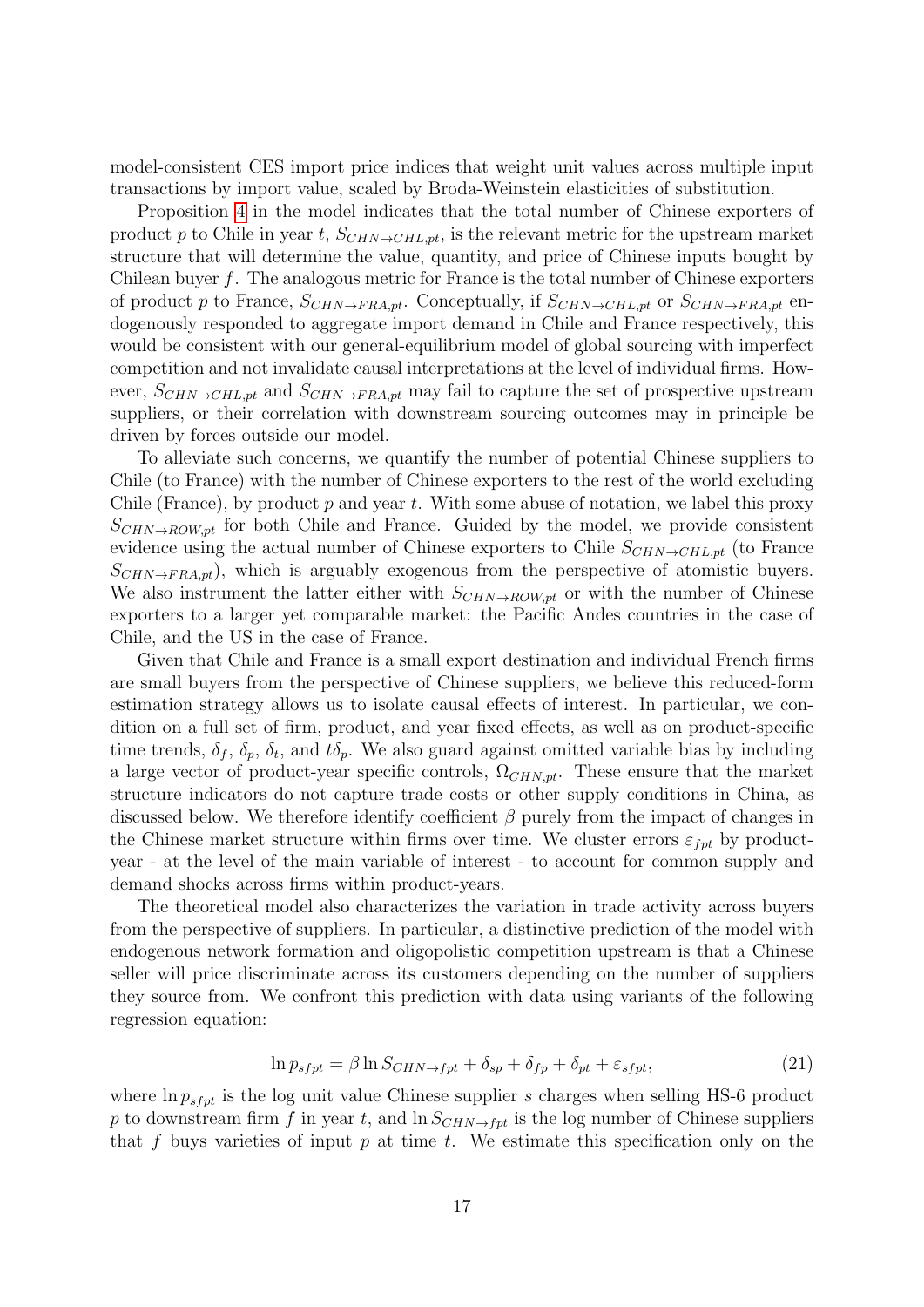model-consistent CES import price indices that weight unit values across multiple input transactions by import value, scaled by Broda-Weinstein elasticities of substitution.

Proposition 4 in the model indicates that the total number of Chinese exporters of product $p$ to Chile in year $t$, $S_{CHN \to CHL,pt}$, is the relevant metric for the upstream market structure that will determine the value, quantity, and price of Chinese inputs bought by Chilean buyer $f$. The analogous metric for France is the total number of Chinese exporters of product $p$ to France, $S_{CHN \to FRA,pt}$. Conceptually, if $S_{CHN \to CHL,pt}$ or $S_{CHN \to FRA,pt}$ endogenously responded to aggregate import demand in Chile and France respectively, this would be consistent with our general-equilibrium model of global sourcing with imperfect competition and not invalidate causal interpretations at the level of individual firms. However, $S_{CHN \to CHL,pt}$ and $S_{CHN \to FRA,pt}$ may fail to capture the set of prospective upstream suppliers, or their correlation with downstream sourcing outcomes may in principle be driven by forces outside our model.

To alleviate such concerns, we quantify the number of potential Chinese suppliers to Chile (to France) with the number of Chinese exporters to the rest of the world excluding Chile (France), by product $p$ and year $t$. With some abuse of notation, we label this proxy $S_{CHN \to ROW,pt}$ for both Chile and France. Guided by the model, we provide consistent evidence using the actual number of Chinese exporters to Chile $S_{CHN \to CHL,pt}$ (to France $S_{CHN \to FRA,pt}$), which is arguably exogenous from the perspective of atomistic buyers. We also instrument the latter either with $S_{CHN \to ROW,pt}$ or with the number of Chinese exporters to a larger yet comparable market: the Pacific Andes countries in the case of Chile, and the US in the case of France.

Given that Chile and France is a small export destination and individual French firms are small buyers from the perspective of Chinese suppliers, we believe this reduced-form estimation strategy allows us to isolate causal effects of interest. In particular, we condition on a full set of firm, product, and year fixed effects, as well as on product-specific time trends, $\delta_f$, $\delta_p$, $\delta_t$, and $t\delta_p$. We also guard against omitted variable bias by including a large vector of product-year specific controls, $\Omega_{CHN,pt}$. These ensure that the market structure indicators do not capture trade costs or other supply conditions in China, as discussed below. We therefore identify coefficient $\beta$ purely from the impact of changes in the Chinese market structure within firms over time. We cluster errors $\varepsilon_{fpt}$ by product-year - at the level of the main variable of interest - to account for common supply and demand shocks across firms within product-years.

The theoretical model also characterizes the variation in trade activity across buyers from the perspective of suppliers. In particular, a distinctive prediction of the model with endogenous network formation and oligopolistic competition upstream is that a Chinese seller will price discriminate across its customers depending on the number of suppliers they source from. We confront this prediction with data using variants of the following regression equation:

$$\ln p_{sfpt} = \beta \ln S_{CHN \to fpt} + \delta_{sp} + \delta_{fp} + \delta_{pt} + \varepsilon_{sfpt}, \tag{21}$$

where $\ln p_{sfpt}$ is the log unit value Chinese supplier $s$ charges when selling HS-6 product $p$ to downstream firm $f$ in year $t$, and $\ln S_{CHN \to fpt}$ is the log number of Chinese suppliers that $f$ buys varieties of input $p$ at time $t$. We estimate this specification only on the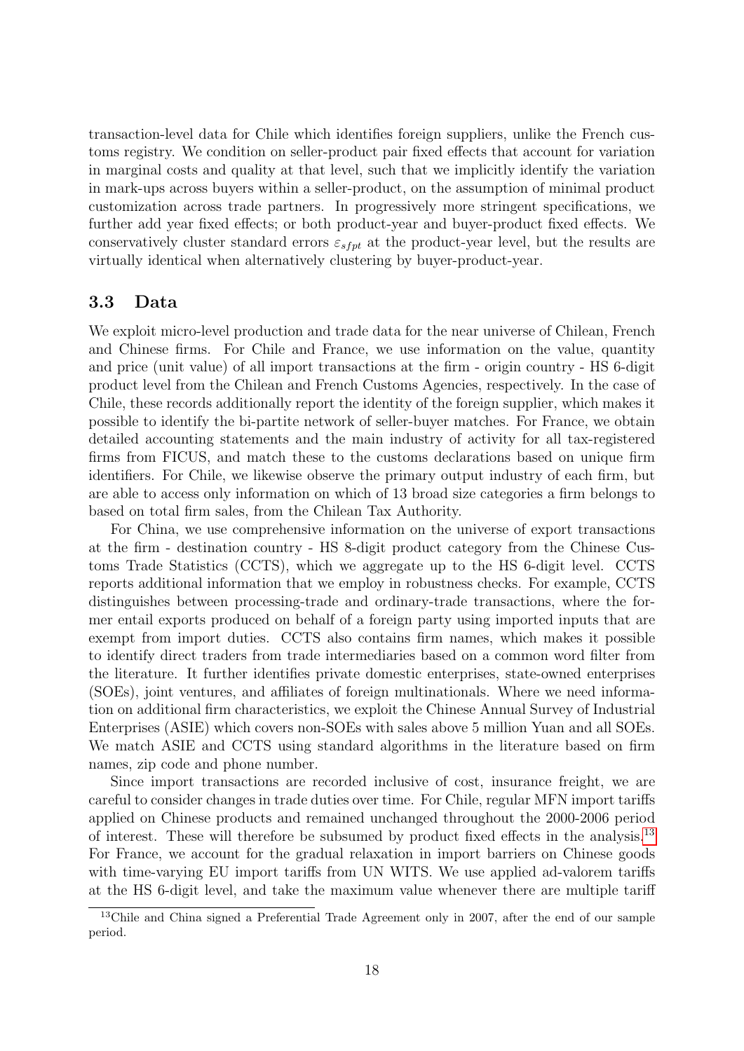transaction-level data for Chile which identifies foreign suppliers, unlike the French customs registry. We condition on seller-product pair fixed effects that account for variation in marginal costs and quality at that level, such that we implicitly identify the variation in mark-ups across buyers within a seller-product, on the assumption of minimal product customization across trade partners. In progressively more stringent specifications, we further add year fixed effects; or both product-year and buyer-product fixed effects. We conservatively cluster standard errors $\varepsilon_{sfpt}$ at the product-year level, but the results are virtually identical when alternatively clustering by buyer-product-year.

### 3.3 Data

We exploit micro-level production and trade data for the near universe of Chilean, French and Chinese firms. For Chile and France, we use information on the value, quantity and price (unit value) of all import transactions at the firm - origin country - HS 6-digit product level from the Chilean and French Customs Agencies, respectively. In the case of Chile, these records additionally report the identity of the foreign supplier, which makes it possible to identify the bi-partite network of seller-buyer matches. For France, we obtain detailed accounting statements and the main industry of activity for all tax-registered firms from FICUS, and match these to the customs declarations based on unique firm identifiers. For Chile, we likewise observe the primary output industry of each firm, but are able to access only information on which of 13 broad size categories a firm belongs to based on total firm sales, from the Chilean Tax Authority.

For China, we use comprehensive information on the universe of export transactions at the firm - destination country - HS 8-digit product category from the Chinese Customs Trade Statistics (CCTS), which we aggregate up to the HS 6-digit level. CCTS reports additional information that we employ in robustness checks. For example, CCTS distinguishes between processing-trade and ordinary-trade transactions, where the former entail exports produced on behalf of a foreign party using imported inputs that are exempt from import duties. CCTS also contains firm names, which makes it possible to identify direct traders from trade intermediaries based on a common word filter from the literature. It further identifies private domestic enterprises, state-owned enterprises (SOEs), joint ventures, and affiliates of foreign multinationals. Where we need information on additional firm characteristics, we exploit the Chinese Annual Survey of Industrial Enterprises (ASIE) which covers non-SOEs with sales above 5 million Yuan and all SOEs. We match ASIE and CCTS using standard algorithms in the literature based on firm names, zip code and phone number.

Since import transactions are recorded inclusive of cost, insurance freight, we are careful to consider changes in trade duties over time. For Chile, regular MFN import tariffs applied on Chinese products and remained unchanged throughout the 2000-2006 period of interest. These will therefore be subsumed by product fixed effects in the analysis.[13] For France, we account for the gradual relaxation in import barriers on Chinese goods with time-varying EU import tariffs from UN WITS. We use applied ad-valorem tariffs at the HS 6-digit level, and take the maximum value whenever there are multiple tariff

[13] Chile and China signed a Preferential Trade Agreement only in 2007, after the end of our sample period.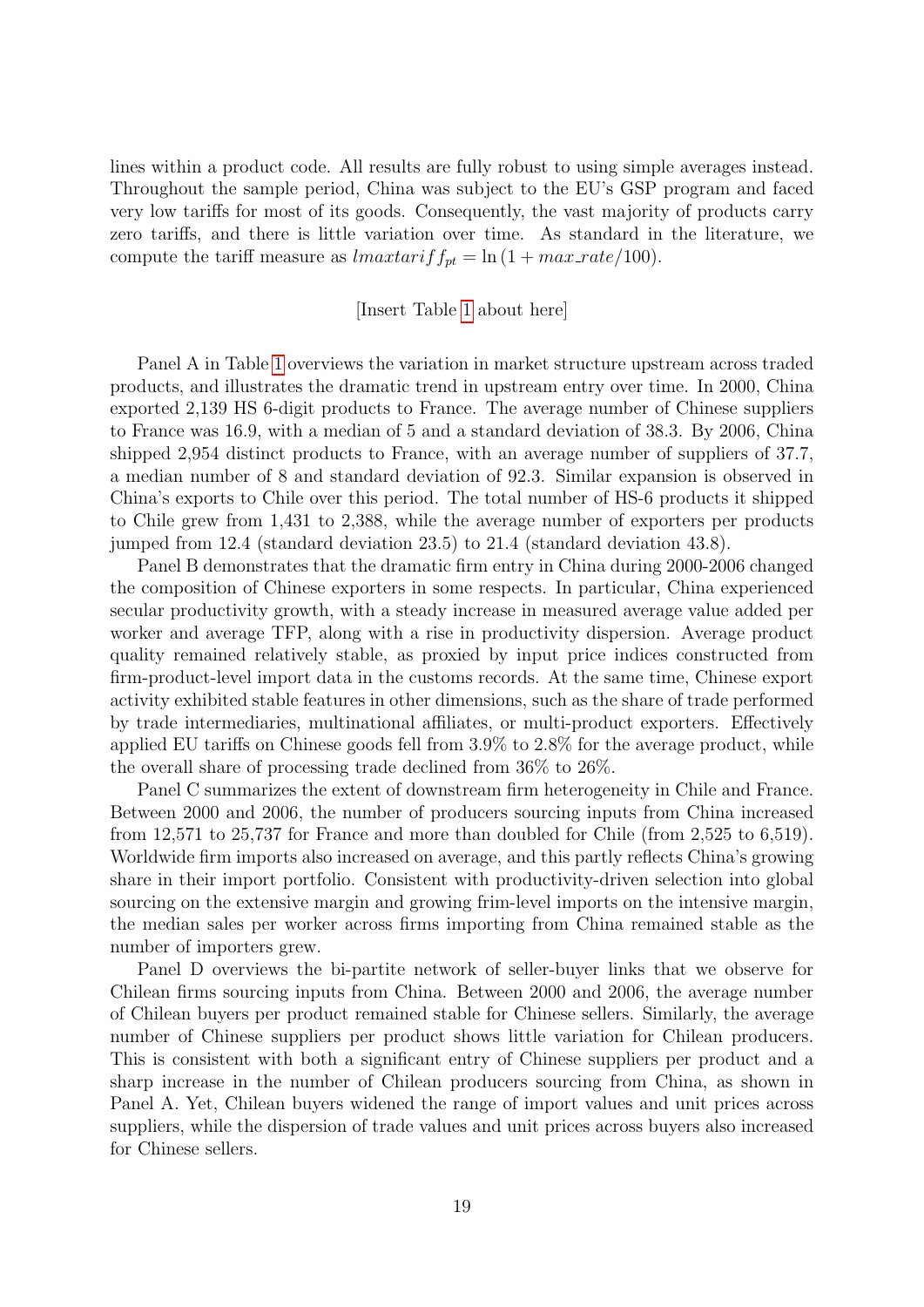lines within a product code. All results are fully robust to using simple averages instead. Throughout the sample period, China was subject to the EU's GSP program and faced very low tariffs for most of its goods. Consequently, the vast majority of products carry zero tariffs, and there is little variation over time. As standard in the literature, we compute the tariff measure as $lmaxtariff_{pt} = \ln(1 + max\_rate/100)$.

[Insert Table 1 about here]

Panel A in Table 1 overviews the variation in market structure upstream across traded products, and illustrates the dramatic trend in upstream entry over time. In 2000, China exported 2,139 HS 6-digit products to France. The average number of Chinese suppliers to France was 16.9, with a median of 5 and a standard deviation of 38.3. By 2006, China shipped 2,954 distinct products to France, with an average number of suppliers of 37.7, a median number of 8 and standard deviation of 92.3. Similar expansion is observed in China's exports to Chile over this period. The total number of HS-6 products it shipped to Chile grew from 1,431 to 2,388, while the average number of exporters per products jumped from 12.4 (standard deviation 23.5) to 21.4 (standard deviation 43.8).

Panel B demonstrates that the dramatic firm entry in China during 2000-2006 changed the composition of Chinese exporters in some respects. In particular, China experienced secular productivity growth, with a steady increase in measured average value added per worker and average TFP, along with a rise in productivity dispersion. Average product quality remained relatively stable, as proxied by input price indices constructed from firm-product-level import data in the customs records. At the same time, Chinese export activity exhibited stable features in other dimensions, such as the share of trade performed by trade intermediaries, multinational affiliates, or multi-product exporters. Effectively applied EU tariffs on Chinese goods fell from 3.9% to 2.8% for the average product, while the overall share of processing trade declined from 36% to 26%.

Panel C summarizes the extent of downstream firm heterogeneity in Chile and France. Between 2000 and 2006, the number of producers sourcing inputs from China increased from 12,571 to 25,737 for France and more than doubled for Chile (from 2,525 to 6,519). Worldwide firm imports also increased on average, and this partly reflects China's growing share in their import portfolio. Consistent with productivity-driven selection into global sourcing on the extensive margin and growing frim-level imports on the intensive margin, the median sales per worker across firms importing from China remained stable as the number of importers grew.

Panel D overviews the bi-partite network of seller-buyer links that we observe for Chilean firms sourcing inputs from China. Between 2000 and 2006, the average number of Chilean buyers per product remained stable for Chinese sellers. Similarly, the average number of Chinese suppliers per product shows little variation for Chilean producers. This is consistent with both a significant entry of Chinese suppliers per product and a sharp increase in the number of Chilean producers sourcing from China, as shown in Panel A. Yet, Chilean buyers widened the range of import values and unit prices across suppliers, while the dispersion of trade values and unit prices across buyers also increased for Chinese sellers.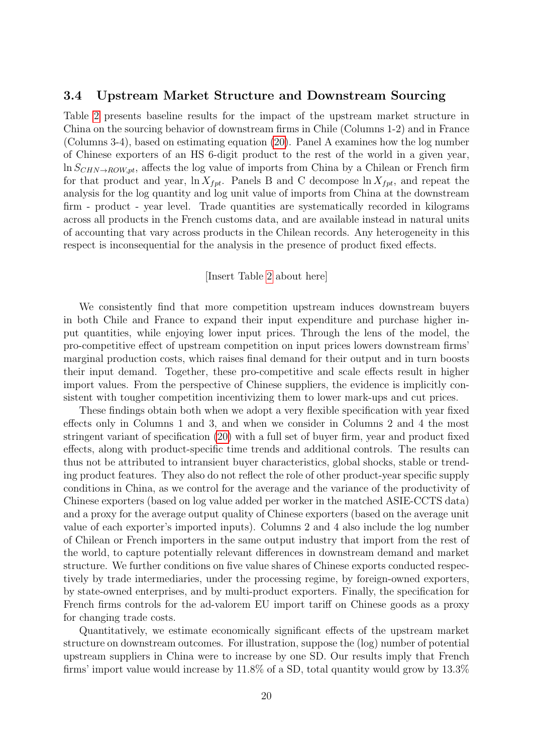### 3.4 Upstream Market Structure and Downstream Sourcing

Table 2 presents baseline results for the impact of the upstream market structure in China on the sourcing behavior of downstream firms in Chile (Columns 1-2) and in France (Columns 3-4), based on estimating equation (20). Panel A examines how the log number of Chinese exporters of an HS 6-digit product to the rest of the world in a given year, $\ln S_{CHN \to ROW,pt}$, affects the log value of imports from China by a Chilean or French firm for that product and year, $\ln X_{fpt}$. Panels B and C decompose $\ln X_{fpt}$, and repeat the analysis for the log quantity and log unit value of imports from China at the downstream firm - product - year level. Trade quantities are systematically recorded in kilograms across all products in the French customs data, and are available instead in natural units of accounting that vary across products in the Chilean records. Any heterogeneity in this respect is inconsequential for the analysis in the presence of product fixed effects.

[Insert Table 2 about here]

We consistently find that more competition upstream induces downstream buyers in both Chile and France to expand their input expenditure and purchase higher input quantities, while enjoying lower input prices. Through the lens of the model, the pro-competitive effect of upstream competition on input prices lowers downstream firms' marginal production costs, which raises final demand for their output and in turn boosts their input demand. Together, these pro-competitive and scale effects result in higher import values. From the perspective of Chinese suppliers, the evidence is implicitly consistent with tougher competition incentivizing them to lower mark-ups and cut prices.

These findings obtain both when we adopt a very flexible specification with year fixed effects only in Columns 1 and 3, and when we consider in Columns 2 and 4 the most stringent variant of specification (20) with a full set of buyer firm, year and product fixed effects, along with product-specific time trends and additional controls. The results can thus not be attributed to intransient buyer characteristics, global shocks, stable or trending product features. They also do not reflect the role of other product-year specific supply conditions in China, as we control for the average and the variance of the productivity of Chinese exporters (based on log value added per worker in the matched ASIE-CCTS data) and a proxy for the average output quality of Chinese exporters (based on the average unit value of each exporter's imported inputs). Columns 2 and 4 also include the log number of Chilean or French importers in the same output industry that import from the rest of the world, to capture potentially relevant differences in downstream demand and market structure. We further conditions on five value shares of Chinese exports conducted respectively by trade intermediaries, under the processing regime, by foreign-owned exporters, by state-owned enterprises, and by multi-product exporters. Finally, the specification for French firms controls for the ad-valorem EU import tariff on Chinese goods as a proxy for changing trade costs.

Quantitatively, we estimate economically significant effects of the upstream market structure on downstream outcomes. For illustration, suppose the (log) number of potential upstream suppliers in China were to increase by one SD. Our results imply that French firms' import value would increase by 11.8% of a SD, total quantity would grow by 13.3%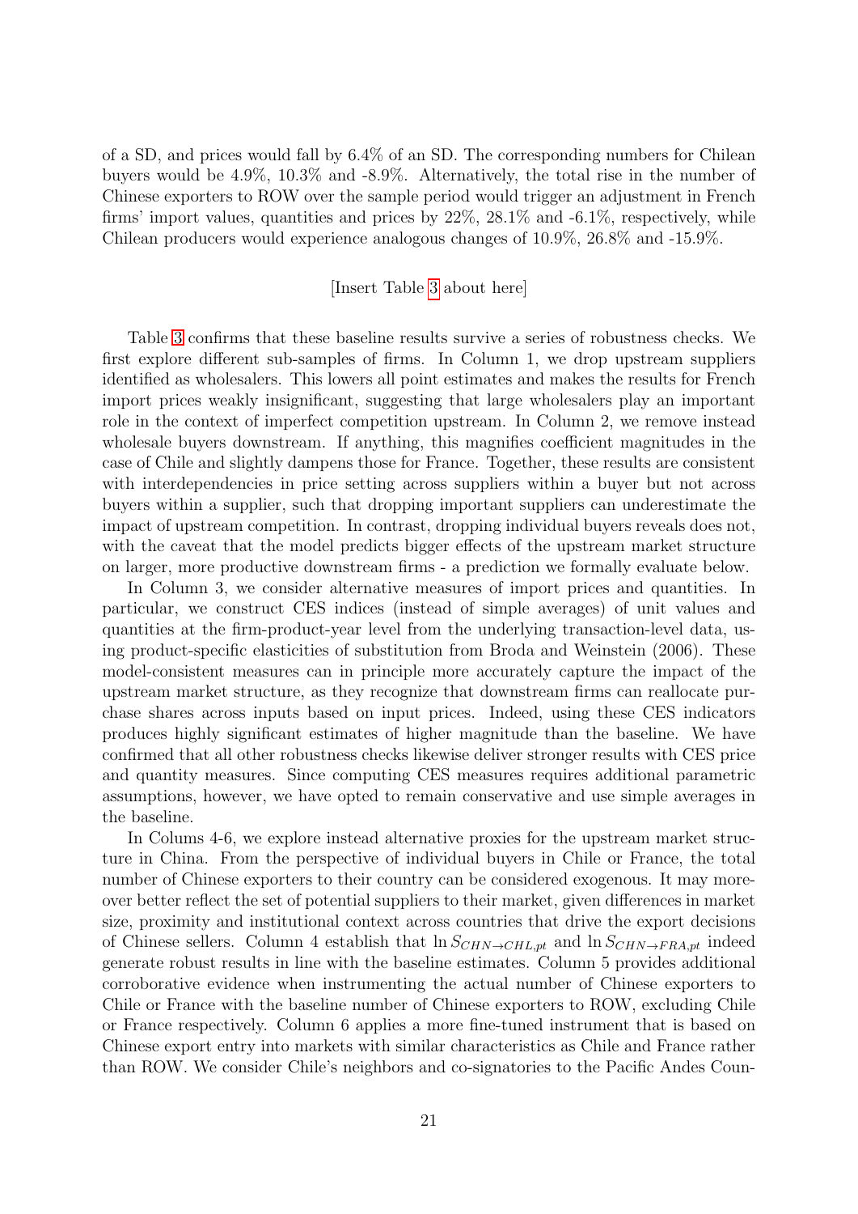of a SD, and prices would fall by 6.4% of an SD. The corresponding numbers for Chilean buyers would be 4.9%, 10.3% and -8.9%. Alternatively, the total rise in the number of Chinese exporters to ROW over the sample period would trigger an adjustment in French firms' import values, quantities and prices by 22%, 28.1% and -6.1%, respectively, while Chilean producers would experience analogous changes of 10.9%, 26.8% and -15.9%.

[Insert Table 3 about here]

Table 3 confirms that these baseline results survive a series of robustness checks. We first explore different sub-samples of firms. In Column 1, we drop upstream suppliers identified as wholesalers. This lowers all point estimates and makes the results for French import prices weakly insignificant, suggesting that large wholesalers play an important role in the context of imperfect competition upstream. In Column 2, we remove instead wholesale buyers downstream. If anything, this magnifies coefficient magnitudes in the case of Chile and slightly dampens those for France. Together, these results are consistent with interdependencies in price setting across suppliers within a buyer but not across buyers within a supplier, such that dropping important suppliers can underestimate the impact of upstream competition. In contrast, dropping individual buyers reveals does not, with the caveat that the model predicts bigger effects of the upstream market structure on larger, more productive downstream firms - a prediction we formally evaluate below.

In Column 3, we consider alternative measures of import prices and quantities. In particular, we construct CES indices (instead of simple averages) of unit values and quantities at the firm-product-year level from the underlying transaction-level data, using product-specific elasticities of substitution from Broda and Weinstein (2006). These model-consistent measures can in principle more accurately capture the impact of the upstream market structure, as they recognize that downstream firms can reallocate purchase shares across inputs based on input prices. Indeed, using these CES indicators produces highly significant estimates of higher magnitude than the baseline. We have confirmed that all other robustness checks likewise deliver stronger results with CES price and quantity measures. Since computing CES measures requires additional parametric assumptions, however, we have opted to remain conservative and use simple averages in the baseline.

In Colums 4-6, we explore instead alternative proxies for the upstream market structure in China. From the perspective of individual buyers in Chile or France, the total number of Chinese exporters to their country can be considered exogenous. It may moreover better reflect the set of potential suppliers to their market, given differences in market size, proximity and institutional context across countries that drive the export decisions of Chinese sellers. Column 4 establish that $\ln S_{CHN\rightarrow CHL,pt}$ and $\ln S_{CHN\rightarrow FRA,pt}$ indeed generate robust results in line with the baseline estimates. Column 5 provides additional corroborative evidence when instrumenting the actual number of Chinese exporters to Chile or France with the baseline number of Chinese exporters to ROW, excluding Chile or France respectively. Column 6 applies a more fine-tuned instrument that is based on Chinese export entry into markets with similar characteristics as Chile and France rather than ROW. We consider Chile's neighbors and co-signatories to the Pacific Andes Coun-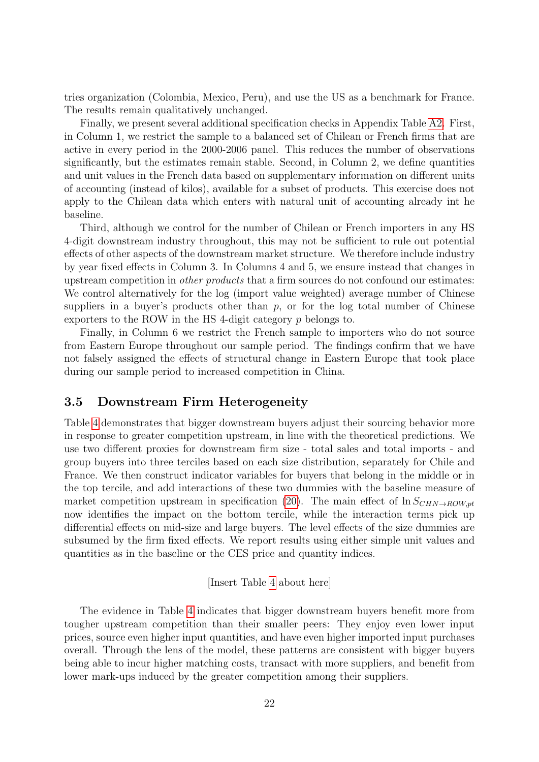tries organization (Colombia, Mexico, Peru), and use the US as a benchmark for France. The results remain qualitatively unchanged.

Finally, we present several additional specification checks in Appendix Table A2. First, in Column 1, we restrict the sample to a balanced set of Chilean or French firms that are active in every period in the 2000-2006 panel. This reduces the number of observations significantly, but the estimates remain stable. Second, in Column 2, we define quantities and unit values in the French data based on supplementary information on different units of accounting (instead of kilos), available for a subset of products. This exercise does not apply to the Chilean data which enters with natural unit of accounting already int he baseline.

Third, although we control for the number of Chilean or French importers in any HS 4-digit downstream industry throughout, this may not be sufficient to rule out potential effects of other aspects of the downstream market structure. We therefore include industry by year fixed effects in Column 3. In Columns 4 and 5, we ensure instead that changes in upstream competition in *other products* that a firm sources do not confound our estimates: We control alternatively for the log (import value weighted) average number of Chinese suppliers in a buyer's products other than $p$, or for the log total number of Chinese exporters to the ROW in the HS 4-digit category $p$ belongs to.

Finally, in Column 6 we restrict the French sample to importers who do not source from Eastern Europe throughout our sample period. The findings confirm that we have not falsely assigned the effects of structural change in Eastern Europe that took place during our sample period to increased competition in China.

### 3.5 Downstream Firm Heterogeneity

Table 4 demonstrates that bigger downstream buyers adjust their sourcing behavior more in response to greater competition upstream, in line with the theoretical predictions. We use two different proxies for downstream firm size - total sales and total imports - and group buyers into three terciles based on each size distribution, separately for Chile and France. We then construct indicator variables for buyers that belong in the middle or in the top tercile, and add interactions of these two dummies with the baseline measure of market competition upstream in specification (20). The main effect of $\ln S_{CHN \to ROW,pt}$ now identifies the impact on the bottom tercile, while the interaction terms pick up differential effects on mid-size and large buyers. The level effects of the size dummies are subsumed by the firm fixed effects. We report results using either simple unit values and quantities as in the baseline or the CES price and quantity indices.

[Insert Table 4 about here]

The evidence in Table 4 indicates that bigger downstream buyers benefit more from tougher upstream competition than their smaller peers: They enjoy even lower input prices, source even higher input quantities, and have even higher imported input purchases overall. Through the lens of the model, these patterns are consistent with bigger buyers being able to incur higher matching costs, transact with more suppliers, and benefit from lower mark-ups induced by the greater competition among their suppliers.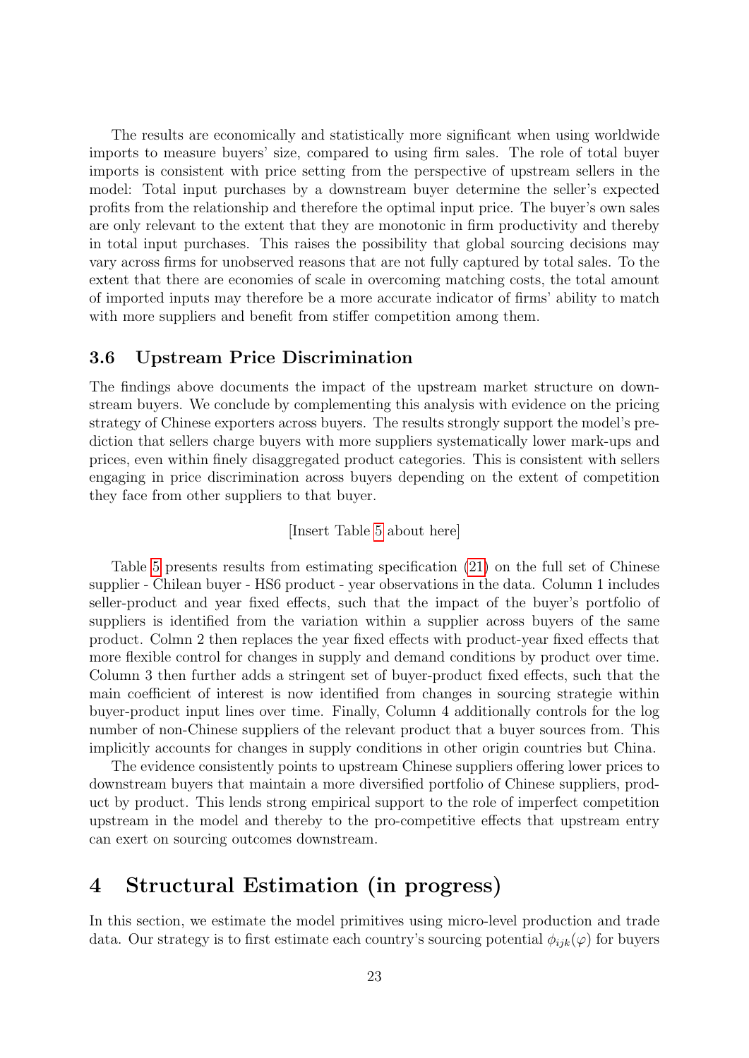The results are economically and statistically more significant when using worldwide imports to measure buyers' size, compared to using firm sales. The role of total buyer imports is consistent with price setting from the perspective of upstream sellers in the model: Total input purchases by a downstream buyer determine the seller's expected profits from the relationship and therefore the optimal input price. The buyer's own sales are only relevant to the extent that they are monotonic in firm productivity and thereby in total input purchases. This raises the possibility that global sourcing decisions may vary across firms for unobserved reasons that are not fully captured by total sales. To the extent that there are economies of scale in overcoming matching costs, the total amount of imported inputs may therefore be a more accurate indicator of firms' ability to match with more suppliers and benefit from stiffer competition among them.

### 3.6 Upstream Price Discrimination

The findings above documents the impact of the upstream market structure on downstream buyers. We conclude by complementing this analysis with evidence on the pricing strategy of Chinese exporters across buyers. The results strongly support the model's prediction that sellers charge buyers with more suppliers systematically lower mark-ups and prices, even within finely disaggregated product categories. This is consistent with sellers engaging in price discrimination across buyers depending on the extent of competition they face from other suppliers to that buyer.

[Insert Table 5 about here]

Table 5 presents results from estimating specification (21) on the full set of Chinese supplier - Chilean buyer - HS6 product - year observations in the data. Column 1 includes seller-product and year fixed effects, such that the impact of the buyer's portfolio of suppliers is identified from the variation within a supplier across buyers of the same product. Colmn 2 then replaces the year fixed effects with product-year fixed effects that more flexible control for changes in supply and demand conditions by product over time. Column 3 then further adds a stringent set of buyer-product fixed effects, such that the main coefficient of interest is now identified from changes in sourcing strategie within buyer-product input lines over time. Finally, Column 4 additionally controls for the log number of non-Chinese suppliers of the relevant product that a buyer sources from. This implicitly accounts for changes in supply conditions in other origin countries but China.

The evidence consistently points to upstream Chinese suppliers offering lower prices to downstream buyers that maintain a more diversified portfolio of Chinese suppliers, product by product. This lends strong empirical support to the role of imperfect competition upstream in the model and thereby to the pro-competitive effects that upstream entry can exert on sourcing outcomes downstream.

## 4 Structural Estimation (in progress)

In this section, we estimate the model primitives using micro-level production and trade data. Our strategy is to first estimate each country's sourcing potential $\phi_{ijk}(\varphi)$ for buyers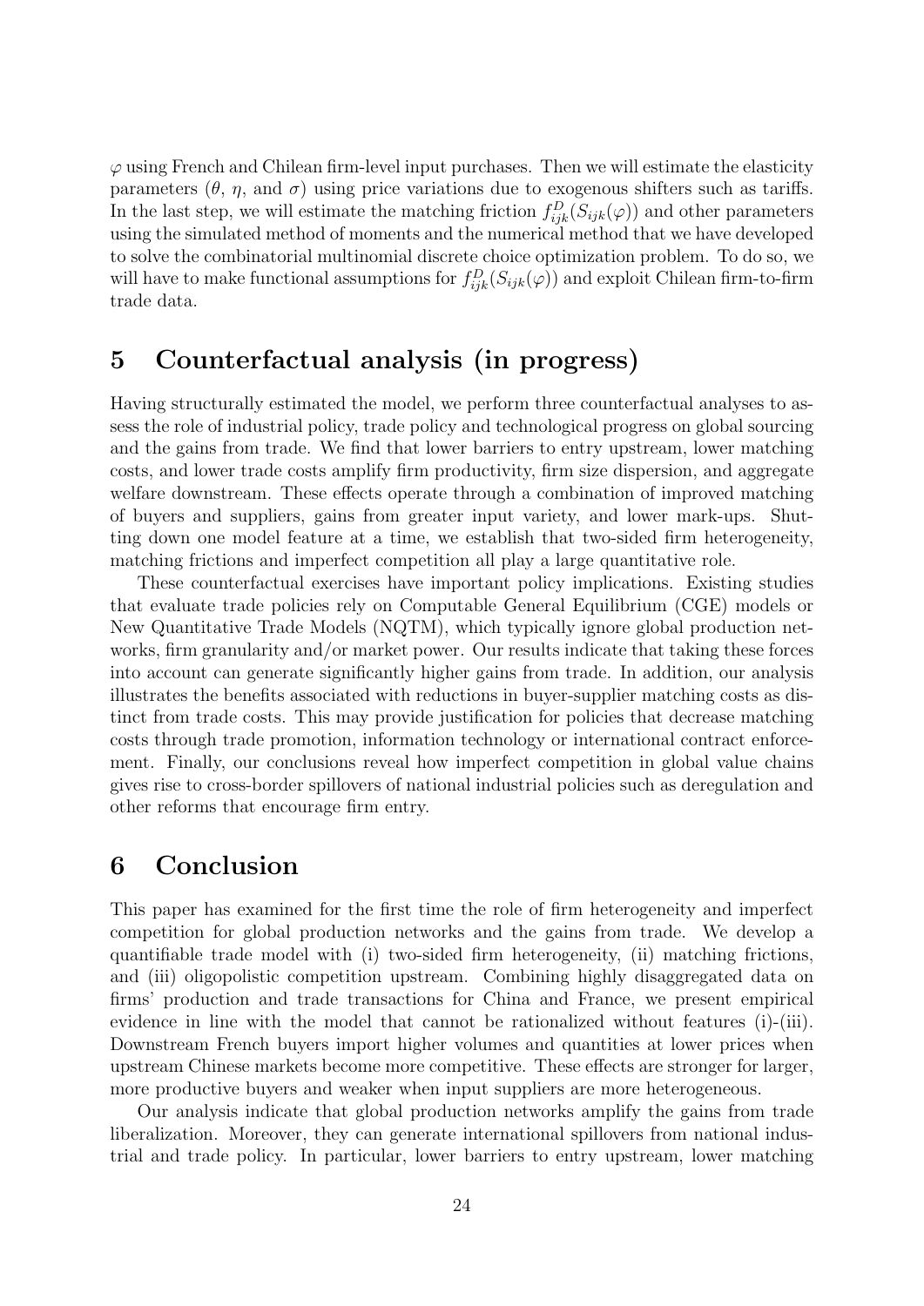$\varphi$ using French and Chilean firm-level input purchases. Then we will estimate the elasticity parameters ($\theta$, $\eta$, and $\sigma$) using price variations due to exogenous shifters such as tariffs. In the last step, we will estimate the matching friction $f_{ijk}^{D}(S_{ijk}(\varphi))$ and other parameters using the simulated method of moments and the numerical method that we have developed to solve the combinatorial multinomial discrete choice optimization problem. To do so, we will have to make functional assumptions for $f_{ijk}^{D}(S_{ijk}(\varphi))$ and exploit Chilean firm-to-firm trade data.

# 5 Counterfactual analysis (in progress)

Having structurally estimated the model, we perform three counterfactual analyses to assess the role of industrial policy, trade policy and technological progress on global sourcing and the gains from trade. We find that lower barriers to entry upstream, lower matching costs, and lower trade costs amplify firm productivity, firm size dispersion, and aggregate welfare downstream. These effects operate through a combination of improved matching of buyers and suppliers, gains from greater input variety, and lower mark-ups. Shutting down one model feature at a time, we establish that two-sided firm heterogeneity, matching frictions and imperfect competition all play a large quantitative role.

These counterfactual exercises have important policy implications. Existing studies that evaluate trade policies rely on Computable General Equilibrium (CGE) models or New Quantitative Trade Models (NQTM), which typically ignore global production networks, firm granularity and/or market power. Our results indicate that taking these forces into account can generate significantly higher gains from trade. In addition, our analysis illustrates the benefits associated with reductions in buyer-supplier matching costs as distinct from trade costs. This may provide justification for policies that decrease matching costs through trade promotion, information technology or international contract enforcement. Finally, our conclusions reveal how imperfect competition in global value chains gives rise to cross-border spillovers of national industrial policies such as deregulation and other reforms that encourage firm entry.

# 6 Conclusion

This paper has examined for the first time the role of firm heterogeneity and imperfect competition for global production networks and the gains from trade. We develop a quantifiable trade model with (i) two-sided firm heterogeneity, (ii) matching frictions, and (iii) oligopolistic competition upstream. Combining highly disaggregated data on firms' production and trade transactions for China and France, we present empirical evidence in line with the model that cannot be rationalized without features (i)-(iii). Downstream French buyers import higher volumes and quantities at lower prices when upstream Chinese markets become more competitive. These effects are stronger for larger, more productive buyers and weaker when input suppliers are more heterogeneous.

Our analysis indicate that global production networks amplify the gains from trade liberalization. Moreover, they can generate international spillovers from national industrial and trade policy. In particular, lower barriers to entry upstream, lower matching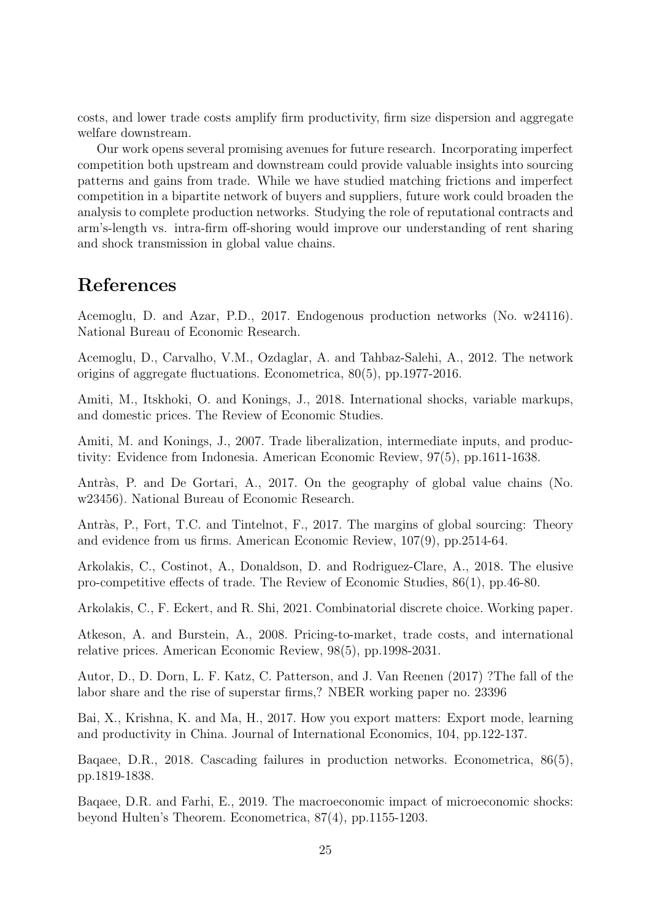costs, and lower trade costs amplify firm productivity, firm size dispersion and aggregate welfare downstream.

Our work opens several promising avenues for future research. Incorporating imperfect competition both upstream and downstream could provide valuable insights into sourcing patterns and gains from trade. While we have studied matching frictions and imperfect competition in a bipartite network of buyers and suppliers, future work could broaden the analysis to complete production networks. Studying the role of reputational contracts and arm's-length vs. intra-firm off-shoring would improve our understanding of rent sharing and shock transmission in global value chains.

# References

Acemoglu, D. and Azar, P.D., 2017. Endogenous production networks (No. w24116). National Bureau of Economic Research.

Acemoglu, D., Carvalho, V.M., Ozdaglar, A. and Tahbaz-Salehi, A., 2012. The network origins of aggregate fluctuations. Econometrica, 80(5), pp.1977-2016.

Amiti, M., Itskhoki, O. and Konings, J., 2018. International shocks, variable markups, and domestic prices. The Review of Economic Studies.

Amiti, M. and Konings, J., 2007. Trade liberalization, intermediate inputs, and productivity: Evidence from Indonesia. American Economic Review, 97(5), pp.1611-1638.

Antràs, P. and De Gortari, A., 2017. On the geography of global value chains (No. w23456). National Bureau of Economic Research.

Antràs, P., Fort, T.C. and Tintelnot, F., 2017. The margins of global sourcing: Theory and evidence from us firms. American Economic Review, 107(9), pp.2514-64.

Arkolakis, C., Costinot, A., Donaldson, D. and Rodriguez-Clare, A., 2018. The elusive pro-competitive effects of trade. The Review of Economic Studies, 86(1), pp.46-80.

Arkolakis, C., F. Eckert, and R. Shi, 2021. Combinatorial discrete choice. Working paper.

Atkeson, A. and Burstein, A., 2008. Pricing-to-market, trade costs, and international relative prices. American Economic Review, 98(5), pp.1998-2031.

Autor, D., D. Dorn, L. F. Katz, C. Patterson, and J. Van Reenen (2017) ?The fall of the labor share and the rise of superstar firms,? NBER working paper no. 23396

Bai, X., Krishna, K. and Ma, H., 2017. How you export matters: Export mode, learning and productivity in China. Journal of International Economics, 104, pp.122-137.

Baqaee, D.R., 2018. Cascading failures in production networks. Econometrica, 86(5), pp.1819-1838.

Baqaee, D.R. and Farhi, E., 2019. The macroeconomic impact of microeconomic shocks: beyond Hulten's Theorem. Econometrica, 87(4), pp.1155-1203.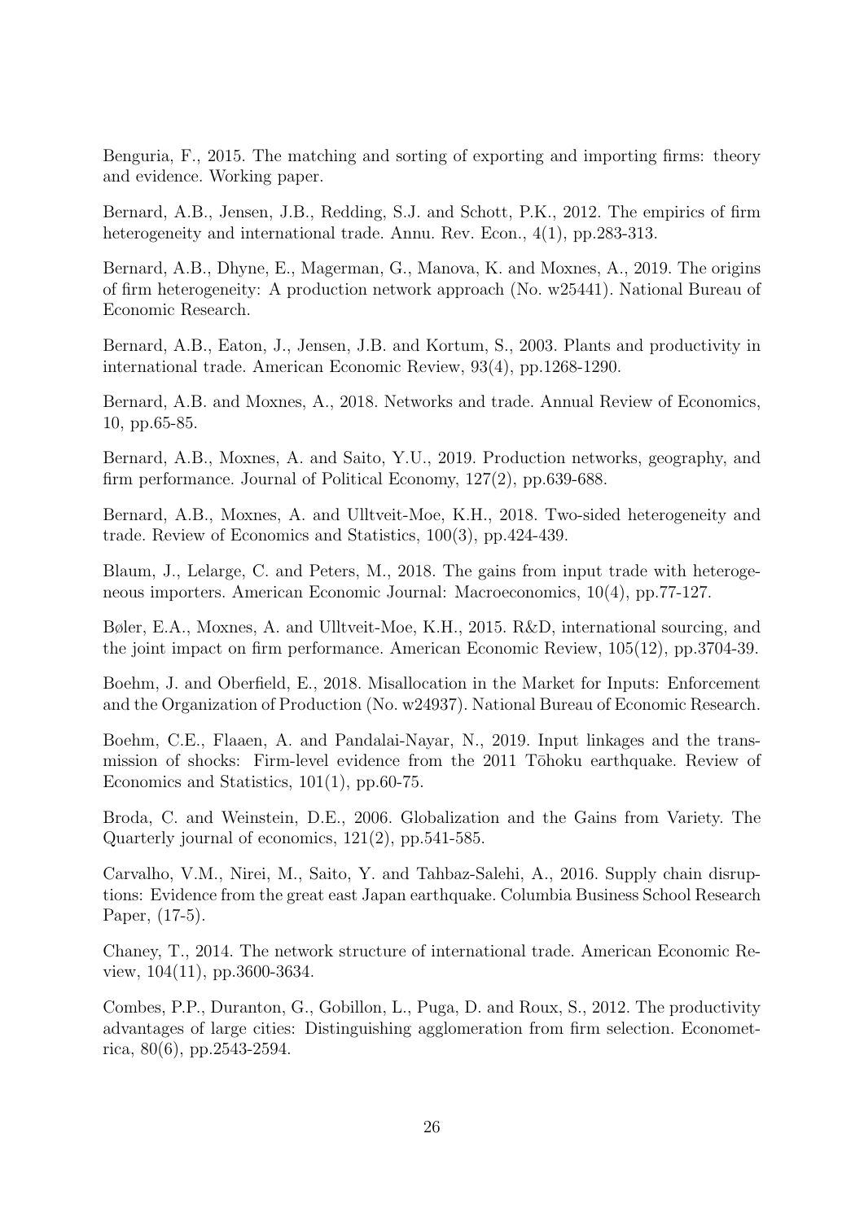Benguria, F., 2015. The matching and sorting of exporting and importing firms: theory and evidence. Working paper.

Bernard, A.B., Jensen, J.B., Redding, S.J. and Schott, P.K., 2012. The empirics of firm heterogeneity and international trade. Annu. Rev. Econ., 4(1), pp.283-313.

Bernard, A.B., Dhyne, E., Magerman, G., Manova, K. and Moxnes, A., 2019. The origins of firm heterogeneity: A production network approach (No. w25441). National Bureau of Economic Research.

Bernard, A.B., Eaton, J., Jensen, J.B. and Kortum, S., 2003. Plants and productivity in international trade. American Economic Review, 93(4), pp.1268-1290.

Bernard, A.B. and Moxnes, A., 2018. Networks and trade. Annual Review of Economics, 10, pp.65-85.

Bernard, A.B., Moxnes, A. and Saito, Y.U., 2019. Production networks, geography, and firm performance. Journal of Political Economy, 127(2), pp.639-688.

Bernard, A.B., Moxnes, A. and Ulltveit-Moe, K.H., 2018. Two-sided heterogeneity and trade. Review of Economics and Statistics, 100(3), pp.424-439.

Blaum, J., Lelarge, C. and Peters, M., 2018. The gains from input trade with heterogeneous importers. American Economic Journal: Macroeconomics, 10(4), pp.77-127.

Bøler, E.A., Moxnes, A. and Ulltveit-Moe, K.H., 2015. R&D, international sourcing, and the joint impact on firm performance. American Economic Review, 105(12), pp.3704-39.

Boehm, J. and Oberfield, E., 2018. Misallocation in the Market for Inputs: Enforcement and the Organization of Production (No. w24937). National Bureau of Economic Research.

Boehm, C.E., Flaaen, A. and Pandalai-Nayar, N., 2019. Input linkages and the transmission of shocks: Firm-level evidence from the 2011 Tōhoku earthquake. Review of Economics and Statistics, 101(1), pp.60-75.

Broda, C. and Weinstein, D.E., 2006. Globalization and the Gains from Variety. The Quarterly journal of economics, 121(2), pp.541-585.

Carvalho, V.M., Nirei, M., Saito, Y. and Tahbaz-Salehi, A., 2016. Supply chain disruptions: Evidence from the great east Japan earthquake. Columbia Business School Research Paper, (17-5).

Chaney, T., 2014. The network structure of international trade. American Economic Review, 104(11), pp.3600-3634.

Combes, P.P., Duranton, G., Gobillon, L., Puga, D. and Roux, S., 2012. The productivity advantages of large cities: Distinguishing agglomeration from firm selection. Econometrica, 80(6), pp.2543-2594.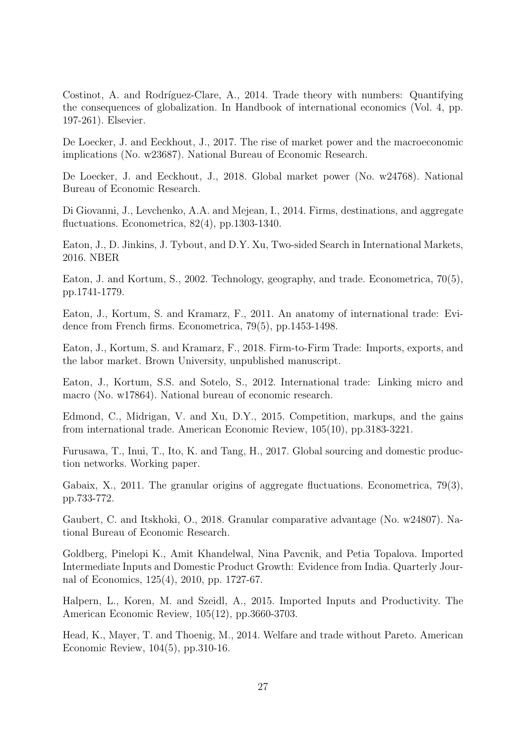Costinot, A. and Rodríguez-Clare, A., 2014. Trade theory with numbers: Quantifying the consequences of globalization. In Handbook of international economics (Vol. 4, pp. 197-261). Elsevier.

De Loecker, J. and Eeckhout, J., 2017. The rise of market power and the macroeconomic implications (No. w23687). National Bureau of Economic Research.

De Loecker, J. and Eeckhout, J., 2018. Global market power (No. w24768). National Bureau of Economic Research.

Di Giovanni, J., Levchenko, A.A. and Mejean, I., 2014. Firms, destinations, and aggregate fluctuations. Econometrica, 82(4), pp.1303-1340.

Eaton, J., D. Jinkins, J. Tybout, and D.Y. Xu, Two-sided Search in International Markets, 2016. NBER

Eaton, J. and Kortum, S., 2002. Technology, geography, and trade. Econometrica, 70(5), pp.1741-1779.

Eaton, J., Kortum, S. and Kramarz, F., 2011. An anatomy of international trade: Evidence from French firms. Econometrica, 79(5), pp.1453-1498.

Eaton, J., Kortum, S. and Kramarz, F., 2018. Firm-to-Firm Trade: Imports, exports, and the labor market. Brown University, unpublished manuscript.

Eaton, J., Kortum, S.S. and Sotelo, S., 2012. International trade: Linking micro and macro (No. w17864). National bureau of economic research.

Edmond, C., Midrigan, V. and Xu, D.Y., 2015. Competition, markups, and the gains from international trade. American Economic Review, 105(10), pp.3183-3221.

Furusawa, T., Inui, T., Ito, K. and Tang, H., 2017. Global sourcing and domestic production networks. Working paper.

Gabaix, X., 2011. The granular origins of aggregate fluctuations. Econometrica, 79(3), pp.733-772.

Gaubert, C. and Itskhoki, O., 2018. Granular comparative advantage (No. w24807). National Bureau of Economic Research.

Goldberg, Pinelopi K., Amit Khandelwal, Nina Pavcnik, and Petia Topalova. Imported Intermediate Inputs and Domestic Product Growth: Evidence from India. Quarterly Journal of Economics, 125(4), 2010, pp. 1727-67.

Halpern, L., Koren, M. and Szeidl, A., 2015. Imported Inputs and Productivity. The American Economic Review, 105(12), pp.3660-3703.

Head, K., Mayer, T. and Thoenig, M., 2014. Welfare and trade without Pareto. American Economic Review, 104(5), pp.310-16.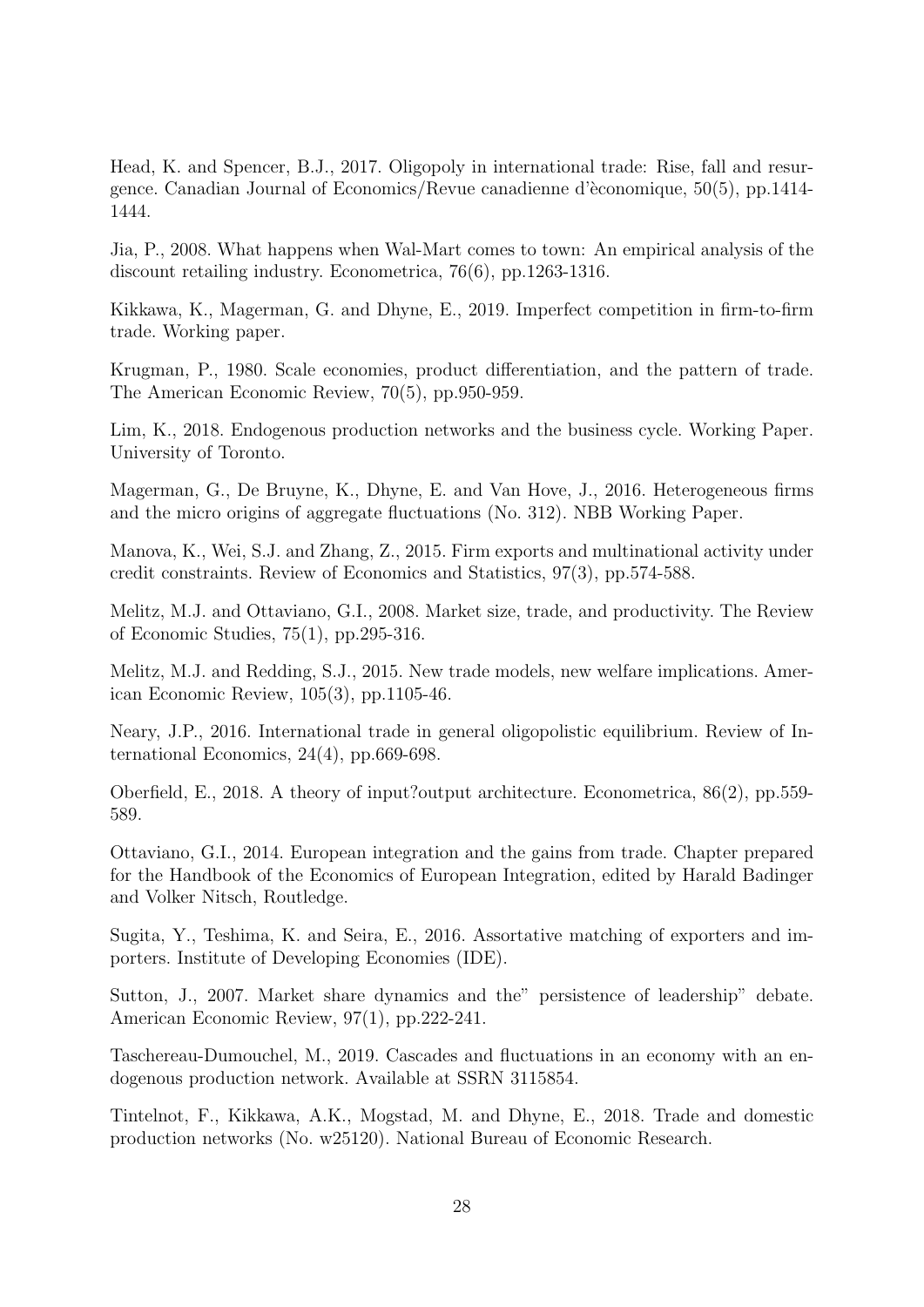Head, K. and Spencer, B.J., 2017. Oligopoly in international trade: Rise, fall and resurgence. Canadian Journal of Economics/Revue canadienne d'èconomique, 50(5), pp.1414-1444.

Jia, P., 2008. What happens when Wal-Mart comes to town: An empirical analysis of the discount retailing industry. Econometrica, 76(6), pp.1263-1316.

Kikkawa, K., Magerman, G. and Dhyne, E., 2019. Imperfect competition in firm-to-firm trade. Working paper.

Krugman, P., 1980. Scale economies, product differentiation, and the pattern of trade. The American Economic Review, 70(5), pp.950-959.

Lim, K., 2018. Endogenous production networks and the business cycle. Working Paper. University of Toronto.

Magerman, G., De Bruyne, K., Dhyne, E. and Van Hove, J., 2016. Heterogeneous firms and the micro origins of aggregate fluctuations (No. 312). NBB Working Paper.

Manova, K., Wei, S.J. and Zhang, Z., 2015. Firm exports and multinational activity under credit constraints. Review of Economics and Statistics, 97(3), pp.574-588.

Melitz, M.J. and Ottaviano, G.I., 2008. Market size, trade, and productivity. The Review of Economic Studies, 75(1), pp.295-316.

Melitz, M.J. and Redding, S.J., 2015. New trade models, new welfare implications. American Economic Review, 105(3), pp.1105-46.

Neary, J.P., 2016. International trade in general oligopolistic equilibrium. Review of International Economics, 24(4), pp.669-698.

Oberfield, E., 2018. A theory of input?output architecture. Econometrica, 86(2), pp.559-589.

Ottaviano, G.I., 2014. European integration and the gains from trade. Chapter prepared for the Handbook of the Economics of European Integration, edited by Harald Badinger and Volker Nitsch, Routledge.

Sugita, Y., Teshima, K. and Seira, E., 2016. Assortative matching of exporters and importers. Institute of Developing Economies (IDE).

Sutton, J., 2007. Market share dynamics and the" persistence of leadership" debate. American Economic Review, 97(1), pp.222-241.

Taschereau-Dumouchel, M., 2019. Cascades and fluctuations in an economy with an endogenous production network. Available at SSRN 3115854.

Tintelnot, F., Kikkawa, A.K., Mogstad, M. and Dhyne, E., 2018. Trade and domestic production networks (No. w25120). National Bureau of Economic Research.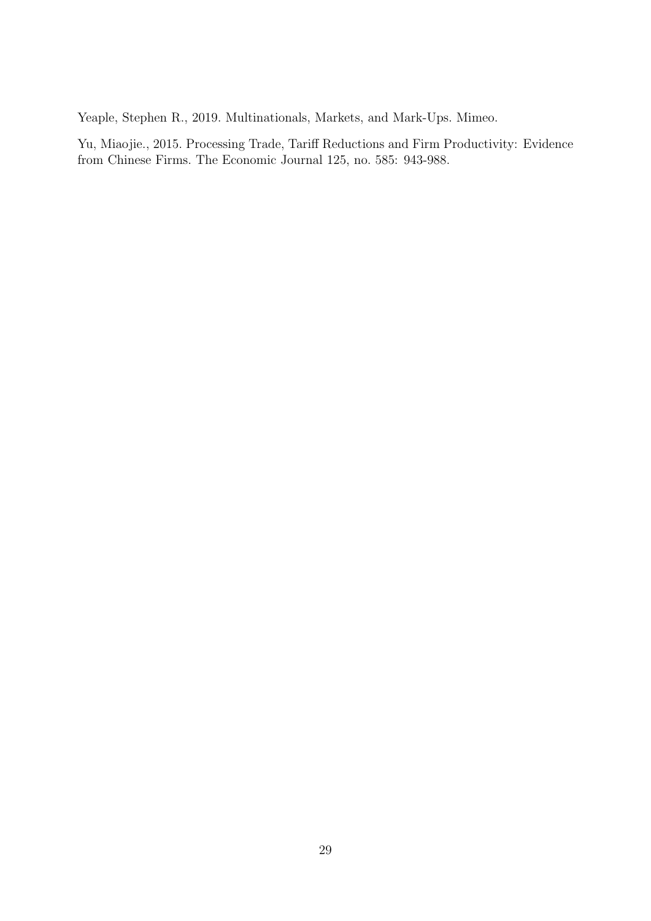Yeaple, Stephen R., 2019. Multinationals, Markets, and Mark-Ups. Mimeo.

Yu, Miaojie., 2015. Processing Trade, Tariff Reductions and Firm Productivity: Evidence from Chinese Firms. The Economic Journal 125, no. 585: 943-988.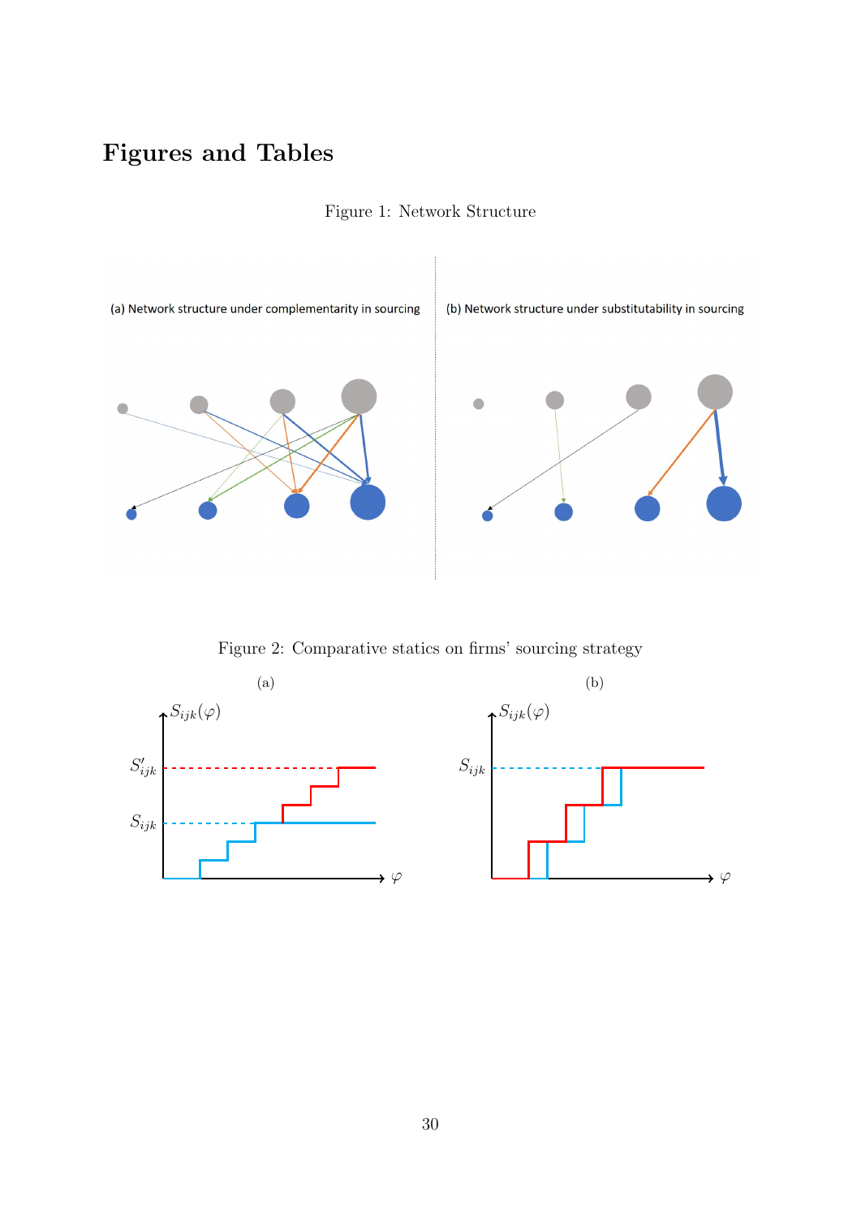# Figures and Tables

Figure 1: Network Structure

(a) Network structure under complementarity in sourcing

(b) Network structure under substitutability in sourcing

Figure 2: Comparative statics on firms' sourcing strategy

(a)

(b)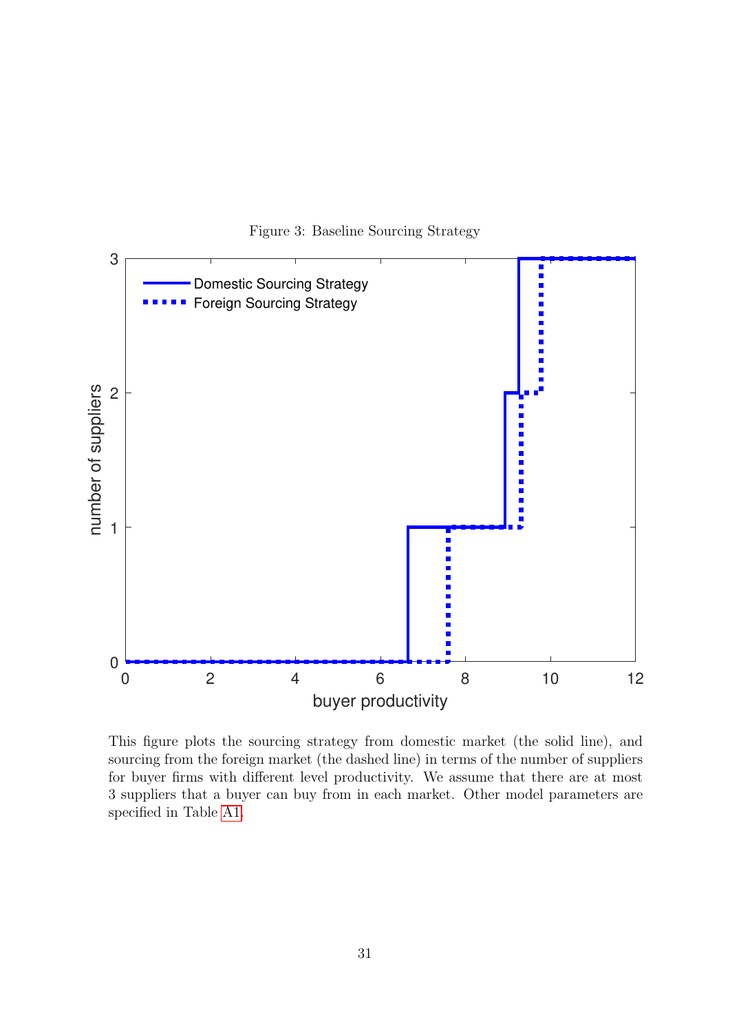Figure 3: Baseline Sourcing Strategy

This figure plots the sourcing strategy from domestic market (the solid line), and sourcing from the foreign market (the dashed line) in terms of the number of suppliers for buyer firms with different level productivity. We assume that there are at most 3 suppliers that a buyer can buy from in each market. Other model parameters are specified in Table A1.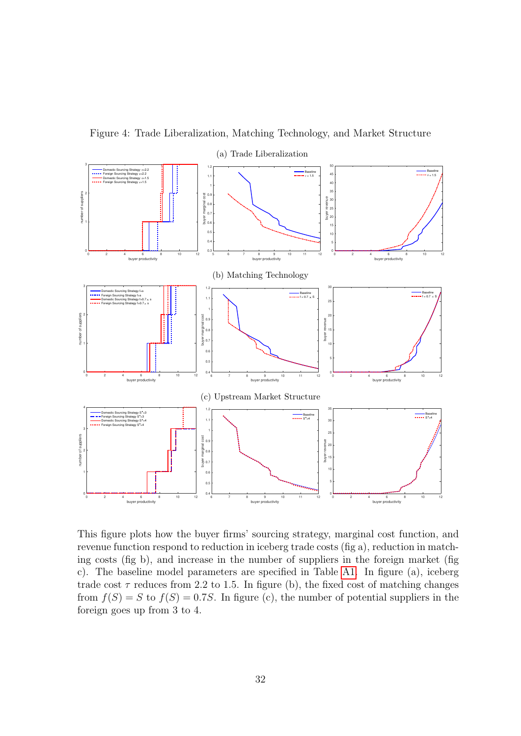Figure 4: Trade Liberalization, Matching Technology, and Market Structure

(a) Trade Liberalization

(b) Matching Technology

(c) Upstream Market Structure

This figure plots how the buyer firms' sourcing strategy, marginal cost function, and revenue function respond to reduction in iceberg trade costs (fig a), reduction in matching costs (fig b), and increase in the number of suppliers in the foreign market (fig c). The baseline model parameters are specified in Table A1. In figure (a), iceberg trade cost $\tau$ reduces from 2.2 to 1.5. In figure (b), the fixed cost of matching changes from $f(S) = S$ to $f(S) = 0.7S$. In figure (c), the number of potential suppliers in the foreign goes up from 3 to 4.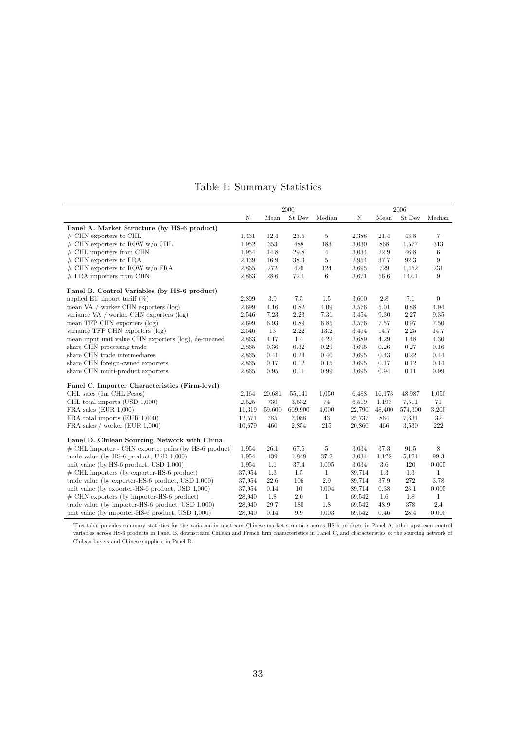# Table 1: Summary Statistics

| | 2000 | | | | 2006 | | | |
|---|---|---|---|---|---|---|---|---|
| | N | Mean | St Dev | Median | N | Mean | St Dev | Median |
| **Panel A. Market Structure (by HS-6 product)** | | | | | | | | |
| # CHN exporters to CHL | 1,431 | 12.4 | 23.5 | 5 | 2,388 | 21.4 | 43.8 | 7 |
| # CHN exporters to ROW w/o CHL | 1,952 | 353 | 488 | 183 | 3,030 | 868 | 1,577 | 313 |
| # CHL importers from CHN | 1,954 | 14.8 | 29.8 | 4 | 3,034 | 22.9 | 46.8 | 6 |
| # CHN exporters to FRA | 2,139 | 16.9 | 38.3 | 5 | 2,954 | 37.7 | 92.3 | 9 |
| # CHN exporters to ROW w/o FRA | 2,865 | 272 | 426 | 124 | 3,695 | 729 | 1,452 | 231 |
| # FRA importers from CHN | 2,863 | 28.6 | 72.1 | 6 | 3,671 | 56.6 | 142.1 | 9 |
| **Panel B. Control Variables (by HS-6 product)** | | | | | | | | |
| applied EU import tariff (%) | 2,899 | 3.9 | 7.5 | 1.5 | 3,600 | 2.8 | 7.1 | 0 |
| mean VA / worker CHN exporters (log) | 2,699 | 4.16 | 0.82 | 4.09 | 3,576 | 5.01 | 0.88 | 4.94 |
| variance VA / worker CHN exporters (log) | 2,546 | 7.23 | 2.23 | 7.31 | 3,454 | 9.30 | 2.27 | 9.35 |
| mean TFP CHN exporters (log) | 2,699 | 6.93 | 0.89 | 6.85 | 3,576 | 7.57 | 0.97 | 7.50 |
| variance TFP CHN exporters (log) | 2,546 | 13 | 2.22 | 13.2 | 3,454 | 14.7 | 2.25 | 14.7 |
| mean input unit value CHN exporters (log), de-meaned | 2,863 | 4.17 | 1.4 | 4.22 | 3,689 | 4.29 | 1.48 | 4.30 |
| share CHN processing trade | 2,865 | 0.36 | 0.32 | 0.29 | 3,695 | 0.26 | 0.27 | 0.16 |
| share CHN trade intermediares | 2,865 | 0.41 | 0.24 | 0.40 | 3,695 | 0.43 | 0.22 | 0.44 |
| share CHN foreign-owned exporters | 2,865 | 0.17 | 0.12 | 0.15 | 3,695 | 0.17 | 0.12 | 0.14 |
| share CHN multi-product exporters | 2,865 | 0.95 | 0.11 | 0.99 | 3,695 | 0.94 | 0.11 | 0.99 |
| **Panel C. Importer Characteristics (Firm-level)** | | | | | | | | |
| CHL sales (1m CHL Pesos) | 2,164 | 20,681 | 55,141 | 1,050 | 6,488 | 16,173 | 48,987 | 1,050 |
| CHL total imports (USD 1,000) | 2,525 | 730 | 3,532 | 74 | 6,519 | 1,193 | 7,511 | 71 |
| FRA sales (EUR 1,000) | 11,319 | 59,600 | 609,900 | 4,000 | 22,790 | 48,400 | 574,300 | 3,200 |
| FRA total imports (EUR 1,000) | 12,571 | 785 | 7,088 | 43 | 25,737 | 864 | 7,631 | 32 |
| FRA sales / worker (EUR 1,000) | 10,679 | 460 | 2,854 | 215 | 20,860 | 466 | 3,530 | 222 |
| **Panel D. Chilean Sourcing Network with China** | | | | | | | | |
| # CHL importer - CHN exporter pairs (by HS-6 product) | 1,954 | 26.1 | 67.5 | 5 | 3,034 | 37.3 | 91.5 | 8 |
| trade value (by HS-6 product, USD 1,000) | 1,954 | 439 | 1,848 | 37.2 | 3,034 | 1,122 | 5,124 | 99.3 |
| unit value (by HS-6 product, USD 1,000) | 1,954 | 1.1 | 37.4 | 0.005 | 3,034 | 3.6 | 120 | 0.005 |
| # CHL importers (by exporter-HS-6 product) | 37,954 | 1.3 | 1.5 | 1 | 89,714 | 1.3 | 1.3 | 1 |
| trade value (by exporter-HS-6 product, USD 1,000) | 37,954 | 22.6 | 106 | 2.9 | 89,714 | 37.9 | 272 | 3.78 |
| unit value (by exporter-HS-6 product, USD 1,000) | 37,954 | 0.14 | 10 | 0.004 | 89,714 | 0.38 | 23.1 | 0.005 |
| # CHN exporters (by importer-HS-6 product) | 28,940 | 1.8 | 2.0 | 1 | 69,542 | 1.6 | 1.8 | 1 |
| trade value (by importer-HS-6 product, USD 1,000) | 28,940 | 29.7 | 180 | 1.8 | 69,542 | 48.9 | 378 | 2.4 |
| unit value (by importer-HS-6 product, USD 1,000) | 28,940 | 0.14 | 9.9 | 0.003 | 69,542 | 0.46 | 28.4 | 0.005 |

This table provides summary statistics for the variation in upstream Chinese market structure across HS-6 products in Panel A, other upstream control variables across HS-6 products in Panel B, downstream Chilean and French firm characteristics in Panel C, and characteristics of the sourcing network of Chilean buyers and Chinese suppliers in Panel D.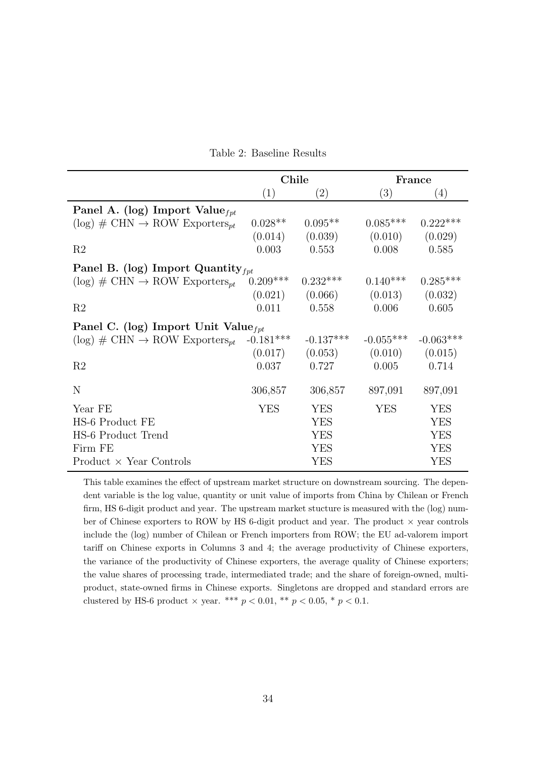Table 2: Baseline Results

| | Chile | | France | |
|---|---|---|---|---|
| | (1) | (2) | (3) | (4) |
| **Panel A. (log) Import Value$_{fpt}$** | | | | |
| (log) # CHN $\rightarrow$ ROW Exporters$_{pt}$ | 0.028** | 0.095** | 0.085*** | 0.222*** |
| | (0.014) | (0.039) | (0.010) | (0.029) |
| R2 | 0.003 | 0.553 | 0.008 | 0.585 |
| **Panel B. (log) Import Quantity$_{fpt}$** | | | | |
| (log) # CHN $\rightarrow$ ROW Exporters$_{pt}$ | 0.209*** | 0.232*** | 0.140*** | 0.285*** |
| | (0.021) | (0.066) | (0.013) | (0.032) |
| R2 | 0.011 | 0.558 | 0.006 | 0.605 |
| **Panel C. (log) Import Unit Value$_{fpt}$** | | | | |
| (log) # CHN $\rightarrow$ ROW Exporters$_{pt}$ | -0.181*** | -0.137*** | -0.055*** | -0.063*** |
| | (0.017) | (0.053) | (0.010) | (0.015) |
| R2 | 0.037 | 0.727 | 0.005 | 0.714 |
| N | 306,857 | 306,857 | 897,091 | 897,091 |
| Year FE | YES | YES | YES | YES |
| HS-6 Product FE | | YES | | YES |
| HS-6 Product Trend | | YES | | YES |
| Firm FE | | YES | | YES |
| Product $\times$ Year Controls | | YES | | YES |

This table examines the effect of upstream market structure on downstream sourcing. The dependent variable is the log value, quantity or unit value of imports from China by Chilean or French firm, HS 6-digit product and year. The upstream market stucture is measured with the (log) number of Chinese exporters to ROW by HS 6-digit product and year. The product $\times$ year controls include the (log) number of Chilean or French importers from ROW; the EU ad-valorem import tariff on Chinese exports in Columns 3 and 4; the average productivity of Chinese exporters, the variance of the productivity of Chinese exporters, the average quality of Chinese exporters; the value shares of processing trade, intermediated trade; and the share of foreign-owned, multi-product, state-owned firms in Chinese exports. Singletons are dropped and standard errors are clustered by HS-6 product $\times$ year. *** $p < 0.01$, ** $p < 0.05$, * $p < 0.1$.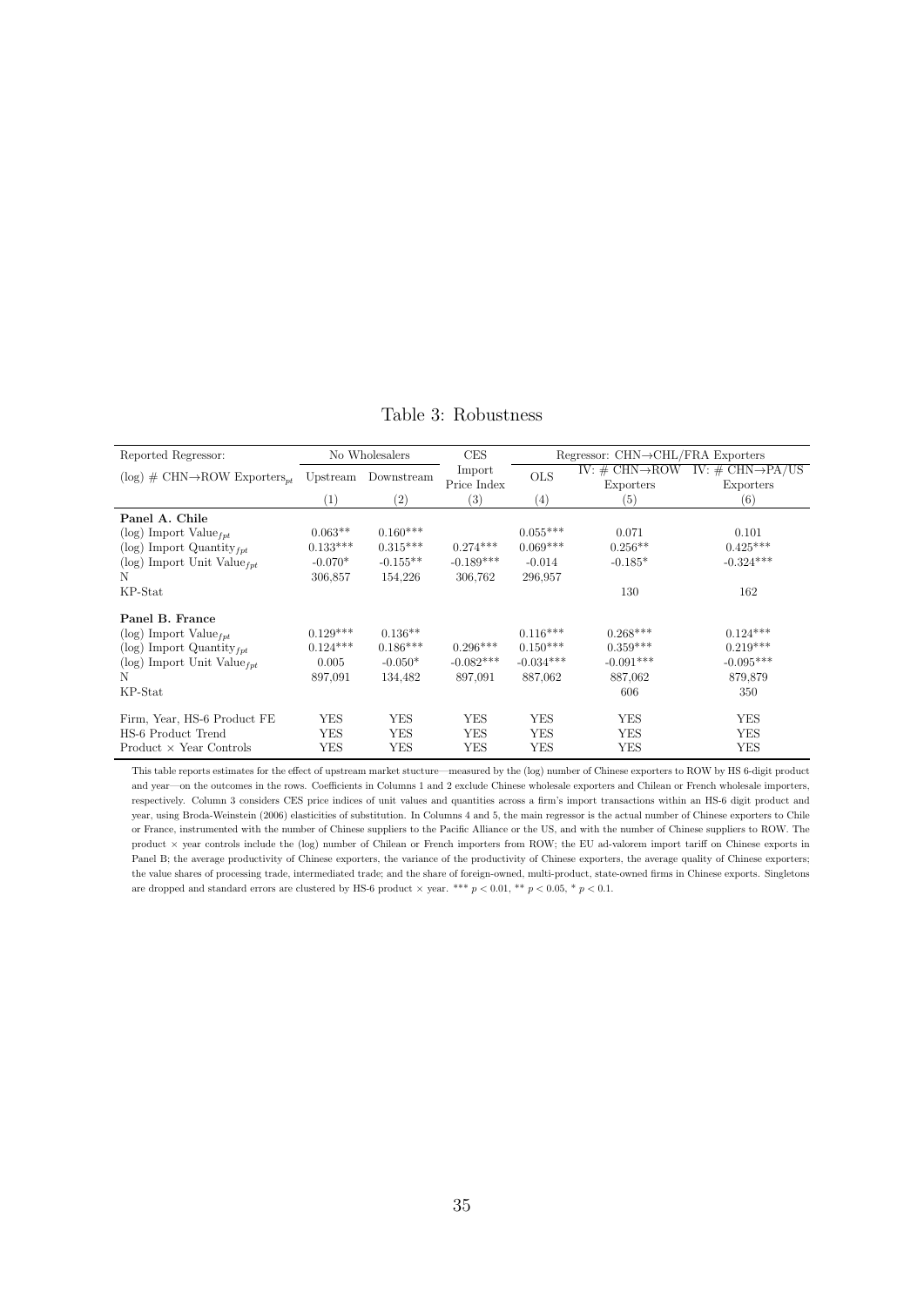Table 3: Robustness

| Reported Regressor: | No Wholesalers | | CES | Regressor: CHN→CHL/FRA Exporters | | |
|---|---|---|---|---|---|---|
| (log) # CHN→ROW Exporters$_{pt}$ | Upstream | Downstream | Import Price Index | OLS | IV: # CHN→ROW Exporters | IV: # CHN→PA/US Exporters |
| | (1) | (2) | (3) | (4) | (5) | (6) |
| **Panel A. Chile** | | | | | | |
| (log) Import Value$_{fpt}$ | 0.063** | 0.160*** | | 0.055*** | 0.071 | 0.101 |
| (log) Import Quantity$_{fpt}$ | 0.133*** | 0.315*** | 0.274*** | 0.069*** | 0.256** | 0.425*** |
| (log) Import Unit Value$_{fpt}$ | -0.070* | -0.155** | -0.189*** | -0.014 | -0.185* | -0.324*** |
| N | 306,857 | 154,226 | 306,762 | 296,957 | | |
| KP-Stat | | | | | 130 | 162 |
| **Panel B. France** | | | | | | |
| (log) Import Value$_{fpt}$ | 0.129*** | 0.136** | | 0.116*** | 0.268*** | 0.124*** |
| (log) Import Quantity$_{fpt}$ | 0.124*** | 0.186*** | 0.296*** | 0.150*** | 0.359*** | 0.219*** |
| (log) Import Unit Value$_{fpt}$ | 0.005 | -0.050* | -0.082*** | -0.034*** | -0.091*** | -0.095*** |
| N | 897,091 | 134,482 | 897,091 | 887,062 | 887,062 | 879,879 |
| KP-Stat | | | | | 606 | 350 |
| Firm, Year, HS-6 Product FE | YES | YES | YES | YES | YES | YES |
| HS-6 Product Trend | YES | YES | YES | YES | YES | YES |
| Product × Year Controls | YES | YES | YES | YES | YES | YES |

This table reports estimates for the effect of upstream market stucture—measured by the (log) number of Chinese exporters to ROW by HS 6-digit product and year—on the outcomes in the rows. Coefficients in Columns 1 and 2 exclude Chinese wholesale exporters and Chilean or French wholesale importers, respectively. Column 3 considers CES price indices of unit values and quantities across a firm's import transactions within an HS-6 digit product and year, using Broda-Weinstein (2006) elasticities of substitution. In Columns 4 and 5, the main regressor is the actual number of Chinese exporters to Chile or France, instrumented with the number of Chinese suppliers to the Pacific Alliance or the US, and with the number of Chinese suppliers to ROW. The product × year controls include the (log) number of Chilean or French importers from ROW; the EU ad-valorem import tariff on Chinese exports in Panel B; the average productivity of Chinese exporters, the variance of the productivity of Chinese exporters, the average quality of Chinese exporters; the value shares of processing trade, intermediated trade; and the share of foreign-owned, multi-product, state-owned firms in Chinese exports. Singletons are dropped and standard errors are clustered by HS-6 product × year. *** $p < 0.01$, ** $p < 0.05$, * $p < 0.1$.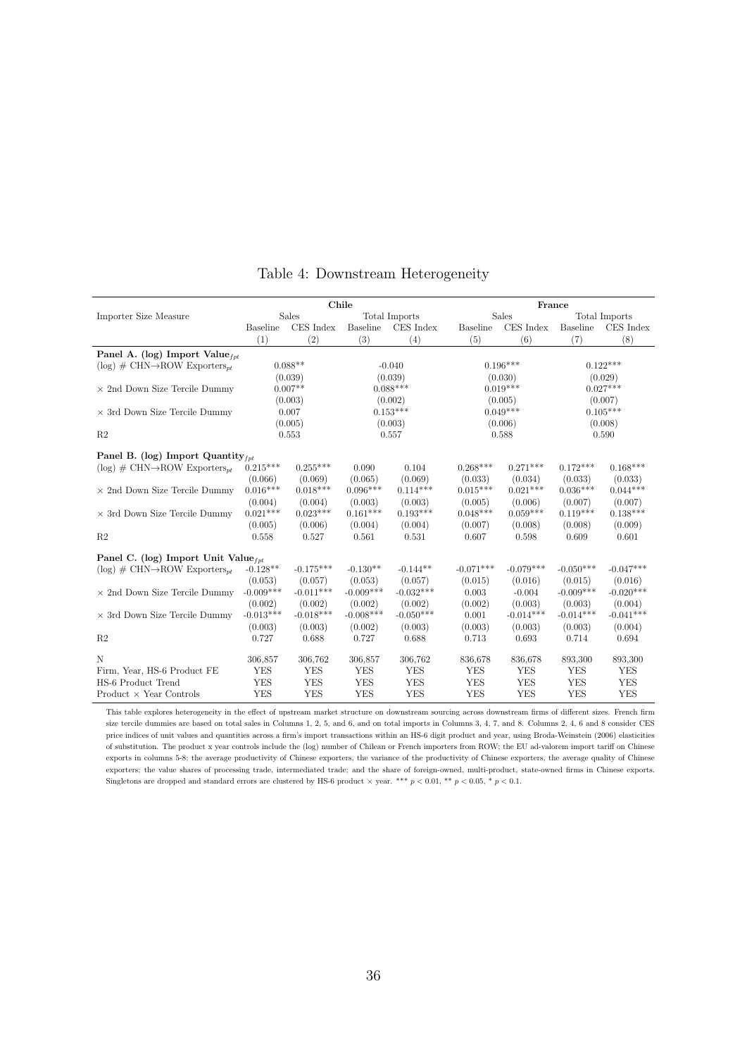Table 4: Downstream Heterogeneity

| | Chile | | | | France | | | |
|---|---|---|---|---|---|---|---|---|
| Importer Size Measure | Sales | | Total Imports | | Sales | | Total Imports | |
| | Baseline | CES Index | Baseline | CES Index | Baseline | CES Index | Baseline | CES Index |
| | (1) | (2) | (3) | (4) | (5) | (6) | (7) | (8) |
| **Panel A. (log) Import Value$_{fpt}$** | | | | | | | | |
| (log) # CHN→ROW Exporters$_{pt}$ | 0.088** | | -0.040 | | 0.196*** | | 0.122*** | |
| | (0.039) | | (0.039) | | (0.030) | | (0.029) | |
| × 2nd Down Size Tercile Dummy | 0.007** | | 0.088*** | | 0.019*** | | 0.027*** | |
| | (0.003) | | (0.002) | | (0.005) | | (0.007) | |
| × 3rd Down Size Tercile Dummy | 0.007 | | 0.153*** | | 0.049*** | | 0.105*** | |
| | (0.005) | | (0.003) | | (0.006) | | (0.008) | |
| R2 | 0.553 | | 0.557 | | 0.588 | | 0.590 | |
| **Panel B. (log) Import Quantity$_{fpt}$** | | | | | | | | |
| (log) # CHN→ROW Exporters$_{pt}$ | 0.215*** | 0.255*** | 0.090 | 0.104 | 0.268*** | 0.271*** | 0.172*** | 0.168*** |
| | (0.066) | (0.069) | (0.065) | (0.069) | (0.033) | (0.034) | (0.033) | (0.033) |
| × 2nd Down Size Tercile Dummy | 0.016*** | 0.018*** | 0.096*** | 0.114*** | 0.015*** | 0.021*** | 0.036*** | 0.044*** |
| | (0.004) | (0.004) | (0.003) | (0.003) | (0.005) | (0.006) | (0.007) | (0.007) |
| × 3rd Down Size Tercile Dummy | 0.021*** | 0.023*** | 0.161*** | 0.193*** | 0.048*** | 0.059*** | 0.119*** | 0.138*** |
| | (0.005) | (0.006) | (0.004) | (0.004) | (0.007) | (0.008) | (0.008) | (0.009) |
| R2 | 0.558 | 0.527 | 0.561 | 0.531 | 0.607 | 0.598 | 0.609 | 0.601 |
| **Panel C. (log) Import Unit Value$_{fpt}$** | | | | | | | | |
| (log) # CHN→ROW Exporters$_{pt}$ | -0.128** | -0.175*** | -0.130** | -0.144** | -0.071*** | -0.079*** | -0.050*** | -0.047*** |
| | (0.053) | (0.057) | (0.053) | (0.057) | (0.015) | (0.016) | (0.015) | (0.016) |
| × 2nd Down Size Tercile Dummy | -0.009*** | -0.011*** | -0.009*** | -0.032*** | 0.003 | -0.004 | -0.009*** | -0.020*** |
| | (0.002) | (0.002) | (0.002) | (0.002) | (0.002) | (0.003) | (0.003) | (0.004) |
| × 3rd Down Size Tercile Dummy | -0.013*** | -0.018*** | -0.008*** | -0.050*** | 0.001 | -0.014*** | -0.014*** | -0.041*** |
| | (0.003) | (0.003) | (0.002) | (0.003) | (0.003) | (0.003) | (0.003) | (0.004) |
| R2 | 0.727 | 0.688 | 0.727 | 0.688 | 0.713 | 0.693 | 0.714 | 0.694 |
| N | 306,857 | 306,762 | 306,857 | 306,762 | 836,678 | 836,678 | 893,300 | 893,300 |
| Firm, Year, HS-6 Product FE | YES | YES | YES | YES | YES | YES | YES | YES |
| HS-6 Product Trend | YES | YES | YES | YES | YES | YES | YES | YES |
| Product × Year Controls | YES | YES | YES | YES | YES | YES | YES | YES |

This table explores heterogeneity in the effect of upstream market structure on downstream sourcing across downstream firms of different sizes. French firm size tercile dummies are based on total sales in Columns 1, 2, 5, and 6, and on total imports in Columns 3, 4, 7, and 8. Columns 2, 4, 6 and 8 consider CES price indices of unit values and quantities across a firm's import transactions within an HS-6 digit product and year, using Broda-Weinstein (2006) elasticities of substitution. The product x year controls include the (log) number of Chilean or French importers from ROW; the EU ad-valorem import tariff on Chinese exports in columns 5-8; the average productivity of Chinese exporters, the variance of the productivity of Chinese exporters, the average quality of Chinese exporters; the value shares of processing trade, intermediated trade; and the share of foreign-owned, multi-product, state-owned firms in Chinese exports. Singletons are dropped and standard errors are clustered by HS-6 product × year. *** $p < 0.01$, ** $p < 0.05$, * $p < 0.1$.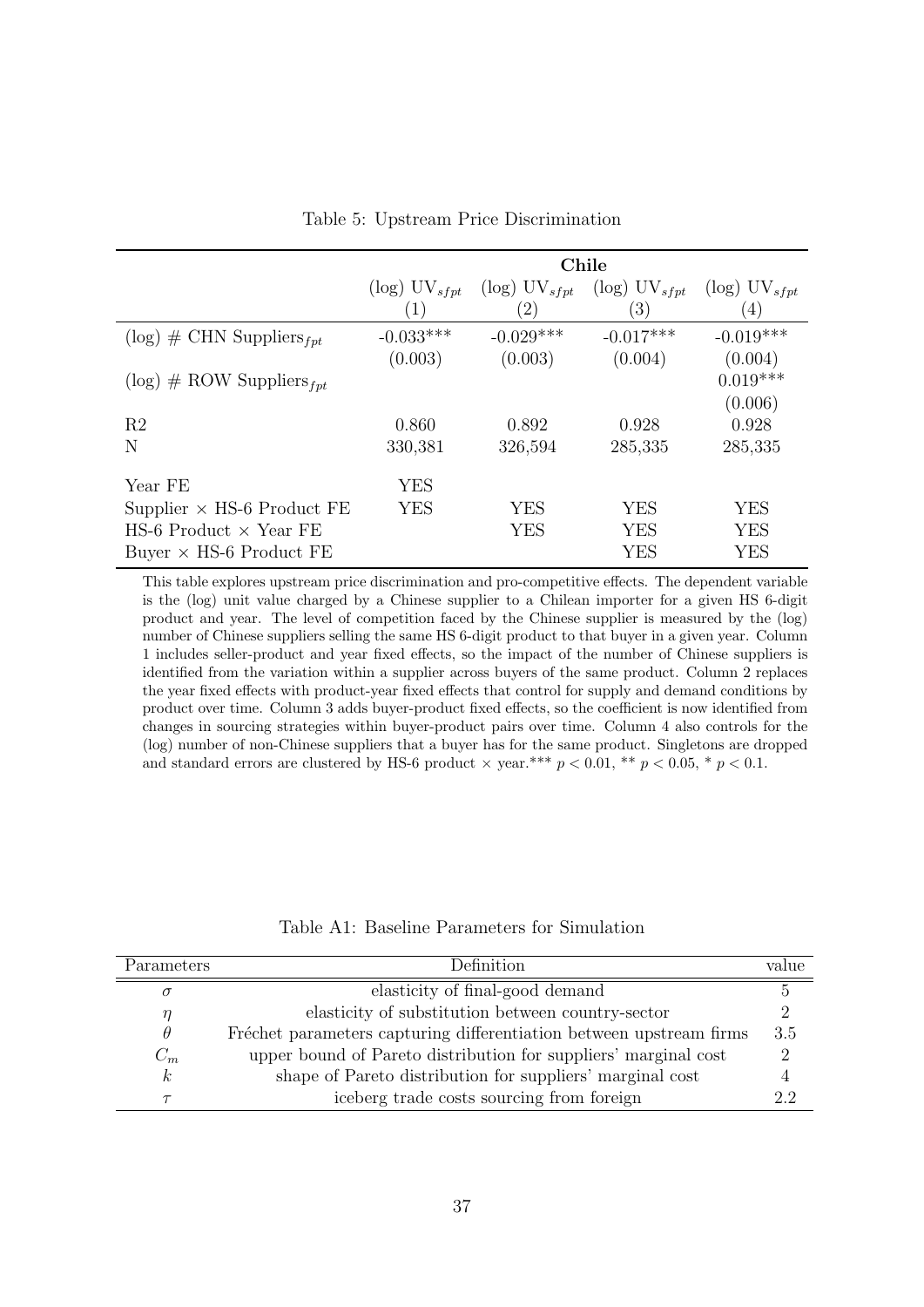Table 5: Upstream Price Discrimination

| | Chile | | | |
|---|---|---|---|---|
| | (log) $\text{UV}_{sfpt}$ | (log) $\text{UV}_{sfpt}$ | (log) $\text{UV}_{sfpt}$ | (log) $\text{UV}_{sfpt}$ |
| | (1) | (2) | (3) | (4) |
| (log) # CHN $\text{Suppliers}_{fpt}$ | -0.033*** | -0.029*** | -0.017*** | -0.019*** |
| | (0.003) | (0.003) | (0.004) | (0.004) |
| (log) # ROW $\text{Suppliers}_{fpt}$ | | | | 0.019*** |
| | | | | (0.006) |
| R2 | 0.860 | 0.892 | 0.928 | 0.928 |
| N | 330,381 | 326,594 | 285,335 | 285,335 |
| Year FE | YES | | | |
| Supplier × HS-6 Product FE | YES | YES | YES | YES |
| HS-6 Product × Year FE | | YES | YES | YES |
| Buyer × HS-6 Product FE | | | YES | YES |

This table explores upstream price discrimination and pro-competitive effects. The dependent variable is the (log) unit value charged by a Chinese supplier to a Chilean importer for a given HS 6-digit product and year. The level of competition faced by the Chinese supplier is measured by the (log) number of Chinese suppliers selling the same HS 6-digit product to that buyer in a given year. Column 1 includes seller-product and year fixed effects, so the impact of the number of Chinese suppliers is identified from the variation within a supplier across buyers of the same product. Column 2 replaces the year fixed effects with product-year fixed effects that control for supply and demand conditions by product over time. Column 3 adds buyer-product fixed effects, so the coefficient is now identified from changes in sourcing strategies within buyer-product pairs over time. Column 4 also controls for the (log) number of non-Chinese suppliers that a buyer has for the same product. Singletons are dropped and standard errors are clustered by HS-6 product × year.*** $p < 0.01$, ** $p < 0.05$, * $p < 0.1$.

Table A1: Baseline Parameters for Simulation

| Parameters | Definition | value |
|---|---|---|
| $\sigma$ | elasticity of final-good demand | 5 |
| $\eta$ | elasticity of substitution between country-sector | 2 |
| $\theta$ | Fréchet parameters capturing differentiation between upstream firms | 3.5 |
| $C_m$ | upper bound of Pareto distribution for suppliers' marginal cost | 2 |
| $k$ | shape of Pareto distribution for suppliers' marginal cost | 4 |
| $\tau$ | iceberg trade costs sourcing from foreign | 2.2 |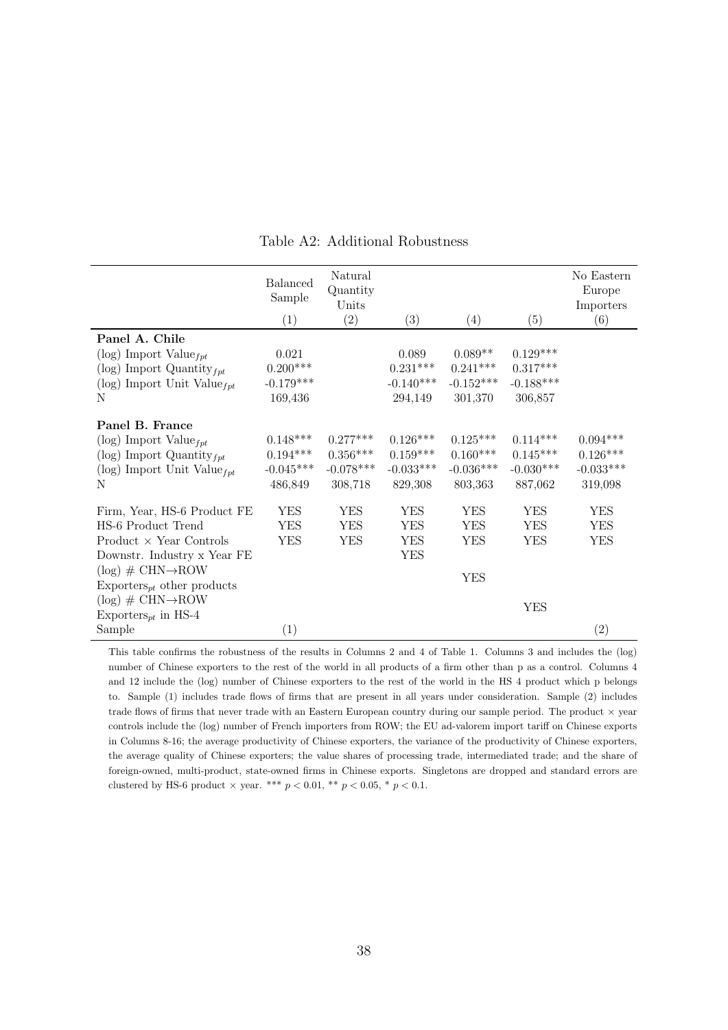Table A2: Additional Robustness

| | Balanced Sample | Natural Quantity Units | | | | No Eastern Europe Importers |
|---|---|---|---|---|---|---|
| | (1) | (2) | (3) | (4) | (5) | (6) |
| **Panel A. Chile** | | | | | | |
| (log) Import Value$_{fpt}$ | 0.021 | | 0.089 | 0.089** | 0.129*** | |
| (log) Import Quantity$_{fpt}$ | 0.200*** | | 0.231*** | 0.241*** | 0.317*** | |
| (log) Import Unit Value$_{fpt}$ | -0.179*** | | -0.140*** | -0.152*** | -0.188*** | |
| N | 169,436 | | 294,149 | 301,370 | 306,857 | |
| **Panel B. France** | | | | | | |
| (log) Import Value$_{fpt}$ | 0.148*** | 0.277*** | 0.126*** | 0.125*** | 0.114*** | 0.094*** |
| (log) Import Quantity$_{fpt}$ | 0.194*** | 0.356*** | 0.159*** | 0.160*** | 0.145*** | 0.126*** |
| (log) Import Unit Value$_{fpt}$ | -0.045*** | -0.078*** | -0.033*** | -0.036*** | -0.030*** | -0.033*** |
| N | 486,849 | 308,718 | 829,308 | 803,363 | 887,062 | 319,098 |
| Firm, Year, HS-6 Product FE | YES | YES | YES | YES | YES | YES |
| HS-6 Product Trend | YES | YES | YES | YES | YES | YES |
| Product × Year Controls | YES | YES | YES | YES | YES | YES |
| Downstr. Industry x Year FE | | | YES | | | |
| (log) # CHN→ROW Exporters$_{pt}$ other products | | | | YES | | |
| (log) # CHN→ROW Exporters$_{pt}$ in HS-4 | | | | | YES | |
| Sample | (1) | | | | | (2) |

This table confirms the robustness of the results in Columns 2 and 4 of Table 1. Columns 3 and includes the (log) number of Chinese exporters to the rest of the world in all products of a firm other than p as a control. Columns 4 and 12 include the (log) number of Chinese exporters to the rest of the world in the HS 4 product which p belongs to. Sample (1) includes trade flows of firms that are present in all years under consideration. Sample (2) includes trade flows of firms that never trade with an Eastern European country during our sample period. The product × year controls include the (log) number of French importers from ROW; the EU ad-valorem import tariff on Chinese exports in Columns 8-16; the average productivity of Chinese exporters, the variance of the productivity of Chinese exporters, the average quality of Chinese exporters; the value shares of processing trade, intermediated trade; and the share of foreign-owned, multi-product, state-owned firms in Chinese exports. Singletons are dropped and standard errors are clustered by HS-6 product × year. *** $p < 0.01$, ** $p < 0.05$, * $p < 0.1$.